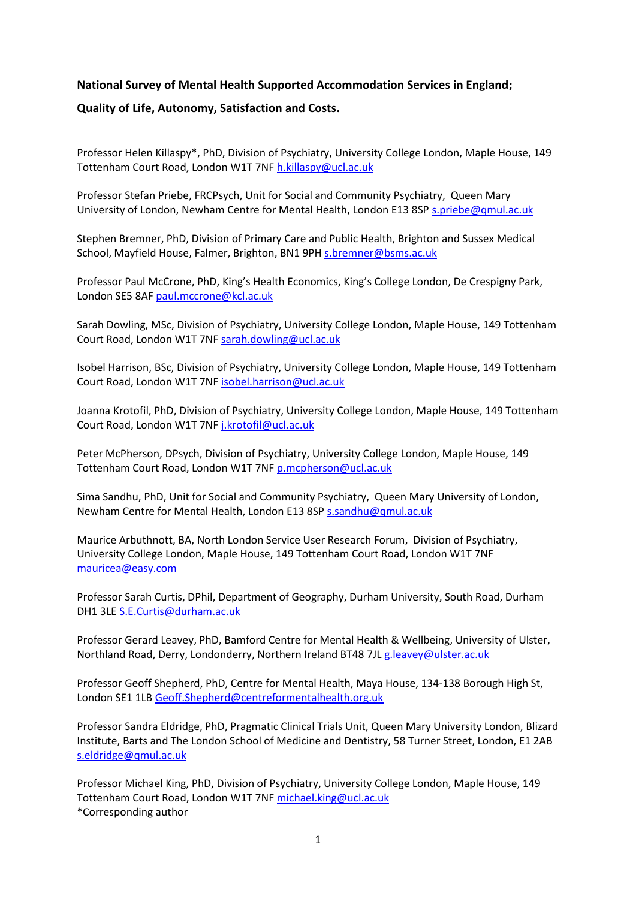**National Survey of Mental Health Supported Accommodation Services in England; Quality of Life, Autonomy, Satisfaction and Costs.**

Professor Helen Killaspy*, PhD, Division of Psychiatry, University College London, Maple House, 149 Tottenham Court Road, London W1T 7NF h.killaspy@ucl.ac.uk

Professor Stefan Priebe, FRCPsych, Unit for Social and Community Psychiatry, Queen Mary University of London, Newham Centre for Mental Health, London E13 8SP s.priebe@qmul.ac.uk

Stephen Bremner, PhD, Division of Primary Care and Public Health, Brighton and Sussex Medical School, Mayfield House, Falmer, Brighton, BN1 9PH s.bremner@bsms.ac.uk

Professor Paul McCrone, PhD, King's Health Economics, King's College London, De Crespigny Park, London SE5 8AF paul.mccrone@kcl.ac.uk

Sarah Dowling, MSc, Division of Psychiatry, University College London, Maple House, 149 Tottenham Court Road, London W1T 7NF sarah.dowling@ucl.ac.uk

Isobel Harrison, BSc, Division of Psychiatry, University College London, Maple House, 149 Tottenham Court Road, London W1T 7NF isobel.harrison@ucl.ac.uk

Joanna Krotofil, PhD, Division of Psychiatry, University College London, Maple House, 149 Tottenham Court Road, London W1T 7NF j.krotofil@ucl.ac.uk

Peter McPherson, DPsych, Division of Psychiatry, University College London, Maple House, 149 Tottenham Court Road, London W1T 7NF p.mcpherson@ucl.ac.uk

Sima Sandhu, PhD, Unit for Social and Community Psychiatry, Queen Mary University of London, Newham Centre for Mental Health, London E13 8SP s.sandhu@qmul.ac.uk

Maurice Arbuthnott, BA, North London Service User Research Forum, Division of Psychiatry, University College London, Maple House, 149 Tottenham Court Road, London W1T 7NF mauricea@easy.com

Professor Sarah Curtis, DPhil, Department of Geography, Durham University, South Road, Durham DH1 3LE S.E.Curtis@durham.ac.uk

Professor Gerard Leavey, PhD, Bamford Centre for Mental Health & Wellbeing, University of Ulster, Northland Road, Derry, Londonderry, Northern Ireland BT48 7JL g.leavey@ulster.ac.uk

Professor Geoff Shepherd, PhD, Centre for Mental Health, Maya House, 134-138 Borough High St, London SE1 1LB Geoff.Shepherd@centreformentalhealth.org.uk

Professor Sandra Eldridge, PhD, Pragmatic Clinical Trials Unit, Queen Mary University London, Blizard Institute, Barts and The London School of Medicine and Dentistry, 58 Turner Street, London, E1 2AB s.eldridge@qmul.ac.uk

Professor Michael King, PhD, Division of Psychiatry, University College London, Maple House, 149 Tottenham Court Road, London W1T 7NF michael.king@ucl.ac.uk

*Corresponding author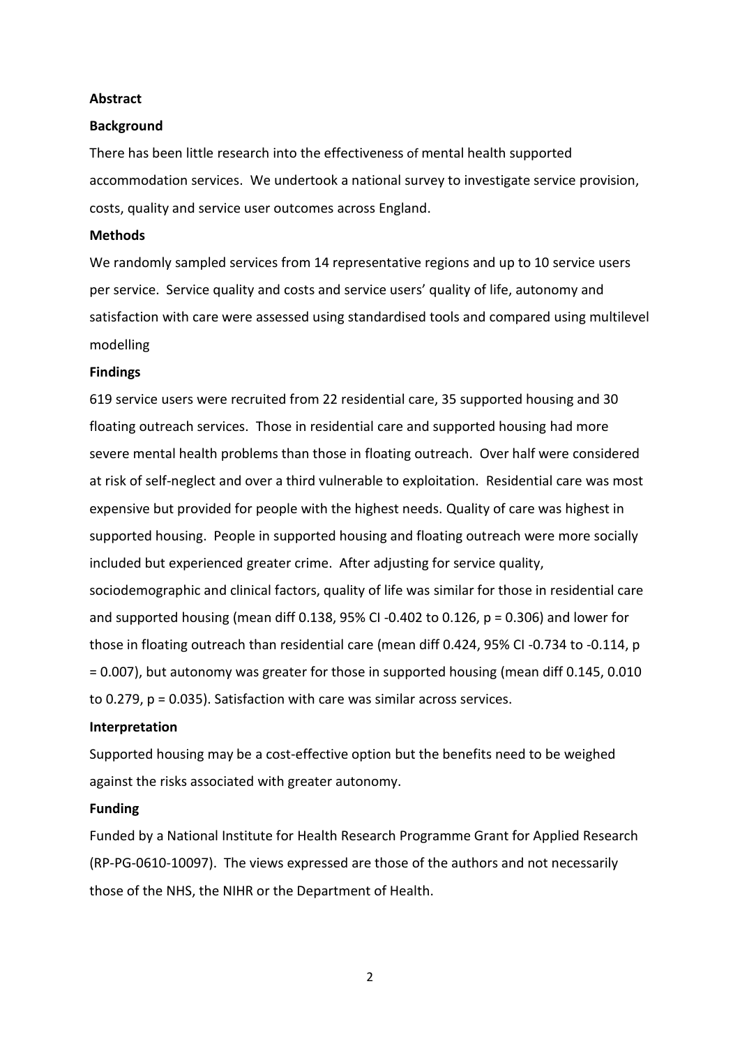## Abstract

### Background

There has been little research into the effectiveness of mental health supported accommodation services. We undertook a national survey to investigate service provision, costs, quality and service user outcomes across England.

### Methods

We randomly sampled services from 14 representative regions and up to 10 service users per service. Service quality and costs and service users' quality of life, autonomy and satisfaction with care were assessed using standardised tools and compared using multilevel modelling

### Findings

619 service users were recruited from 22 residential care, 35 supported housing and 30 floating outreach services. Those in residential care and supported housing had more severe mental health problems than those in floating outreach. Over half were considered at risk of self-neglect and over a third vulnerable to exploitation. Residential care was most expensive but provided for people with the highest needs. Quality of care was highest in supported housing. People in supported housing and floating outreach were more socially included but experienced greater crime. After adjusting for service quality, sociodemographic and clinical factors, quality of life was similar for those in residential care and supported housing (mean diff 0.138, 95% CI -0.402 to 0.126, $p = 0.306$) and lower for those in floating outreach than residential care (mean diff 0.424, 95% CI -0.734 to -0.114, $p = 0.007$), but autonomy was greater for those in supported housing (mean diff 0.145, 0.010 to 0.279, $p = 0.035$). Satisfaction with care was similar across services.

### Interpretation

Supported housing may be a cost-effective option but the benefits need to be weighed against the risks associated with greater autonomy.

### Funding

Funded by a National Institute for Health Research Programme Grant for Applied Research (RP-PG-0610-10097). The views expressed are those of the authors and not necessarily those of the NHS, the NIHR or the Department of Health.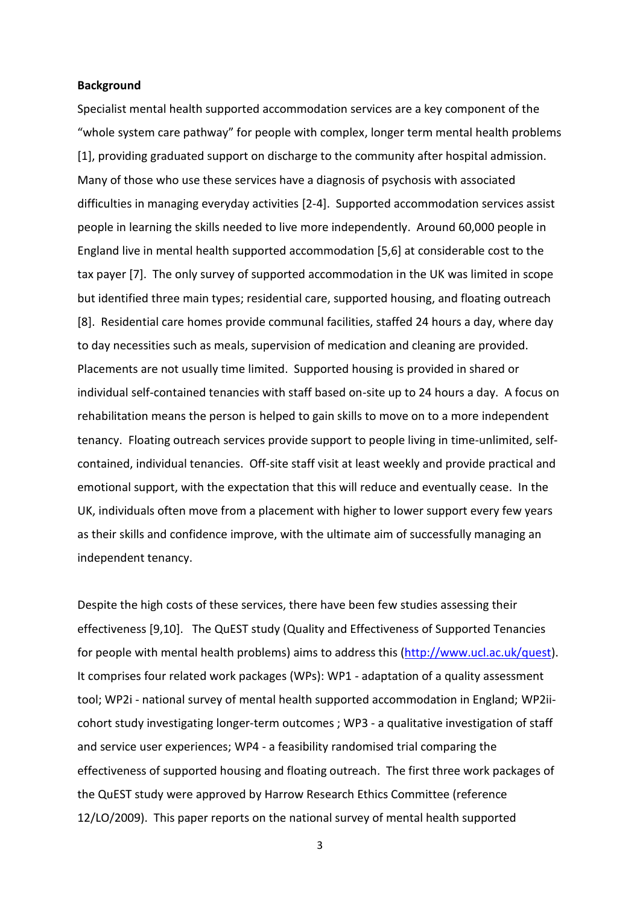**Background**

Specialist mental health supported accommodation services are a key component of the "whole system care pathway" for people with complex, longer term mental health problems [1], providing graduated support on discharge to the community after hospital admission. Many of those who use these services have a diagnosis of psychosis with associated difficulties in managing everyday activities [2-4]. Supported accommodation services assist people in learning the skills needed to live more independently. Around 60,000 people in England live in mental health supported accommodation [5,6] at considerable cost to the tax payer [7]. The only survey of supported accommodation in the UK was limited in scope but identified three main types; residential care, supported housing, and floating outreach [8]. Residential care homes provide communal facilities, staffed 24 hours a day, where day to day necessities such as meals, supervision of medication and cleaning are provided. Placements are not usually time limited. Supported housing is provided in shared or individual self-contained tenancies with staff based on-site up to 24 hours a day. A focus on rehabilitation means the person is helped to gain skills to move on to a more independent tenancy. Floating outreach services provide support to people living in time-unlimited, self-contained, individual tenancies. Off-site staff visit at least weekly and provide practical and emotional support, with the expectation that this will reduce and eventually cease. In the UK, individuals often move from a placement with higher to lower support every few years as their skills and confidence improve, with the ultimate aim of successfully managing an independent tenancy.

Despite the high costs of these services, there have been few studies assessing their effectiveness [9,10]. The QuEST study (Quality and Effectiveness of Supported Tenancies for people with mental health problems) aims to address this (http://www.ucl.ac.uk/quest). It comprises four related work packages (WPs): WP1 - adaptation of a quality assessment tool; WP2i - national survey of mental health supported accommodation in England; WP2ii-cohort study investigating longer-term outcomes ; WP3 - a qualitative investigation of staff and service user experiences; WP4 - a feasibility randomised trial comparing the effectiveness of supported housing and floating outreach. The first three work packages of the QuEST study were approved by Harrow Research Ethics Committee (reference 12/LO/2009). This paper reports on the national survey of mental health supported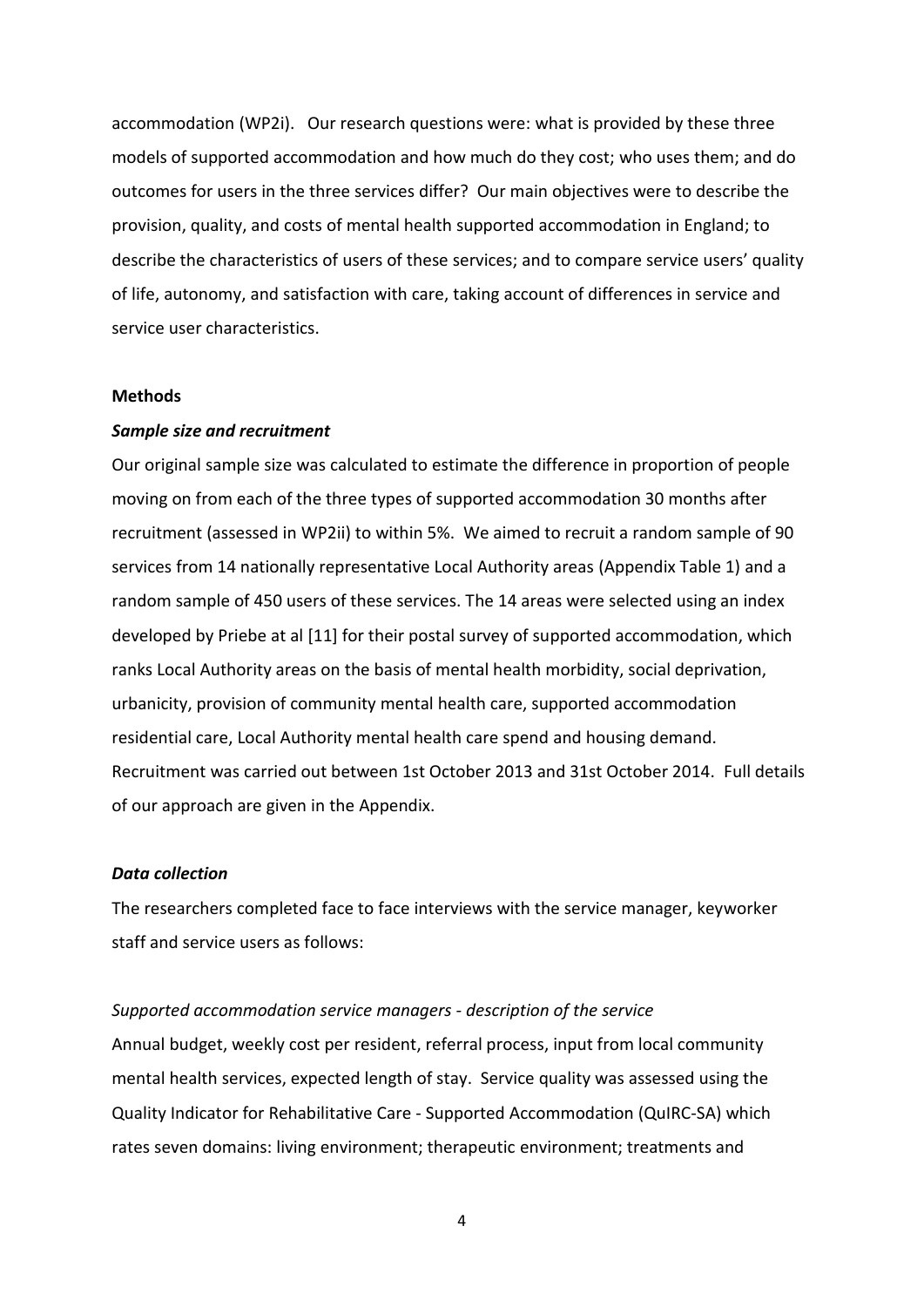accommodation (WP2i). Our research questions were: what is provided by these three models of supported accommodation and how much do they cost; who uses them; and do outcomes for users in the three services differ? Our main objectives were to describe the provision, quality, and costs of mental health supported accommodation in England; to describe the characteristics of users of these services; and to compare service users' quality of life, autonomy, and satisfaction with care, taking account of differences in service and service user characteristics.

**Methods**

***Sample size and recruitment***

Our original sample size was calculated to estimate the difference in proportion of people moving on from each of the three types of supported accommodation 30 months after recruitment (assessed in WP2ii) to within 5%. We aimed to recruit a random sample of 90 services from 14 nationally representative Local Authority areas (Appendix Table 1) and a random sample of 450 users of these services. The 14 areas were selected using an index developed by Priebe at al [11] for their postal survey of supported accommodation, which ranks Local Authority areas on the basis of mental health morbidity, social deprivation, urbanicity, provision of community mental health care, supported accommodation residential care, Local Authority mental health care spend and housing demand. Recruitment was carried out between 1st October 2013 and 31st October 2014. Full details of our approach are given in the Appendix.

***Data collection***

The researchers completed face to face interviews with the service manager, keyworker staff and service users as follows:

*Supported accommodation service managers - description of the service*

Annual budget, weekly cost per resident, referral process, input from local community mental health services, expected length of stay. Service quality was assessed using the Quality Indicator for Rehabilitative Care - Supported Accommodation (QuIRC-SA) which rates seven domains: living environment; therapeutic environment; treatments and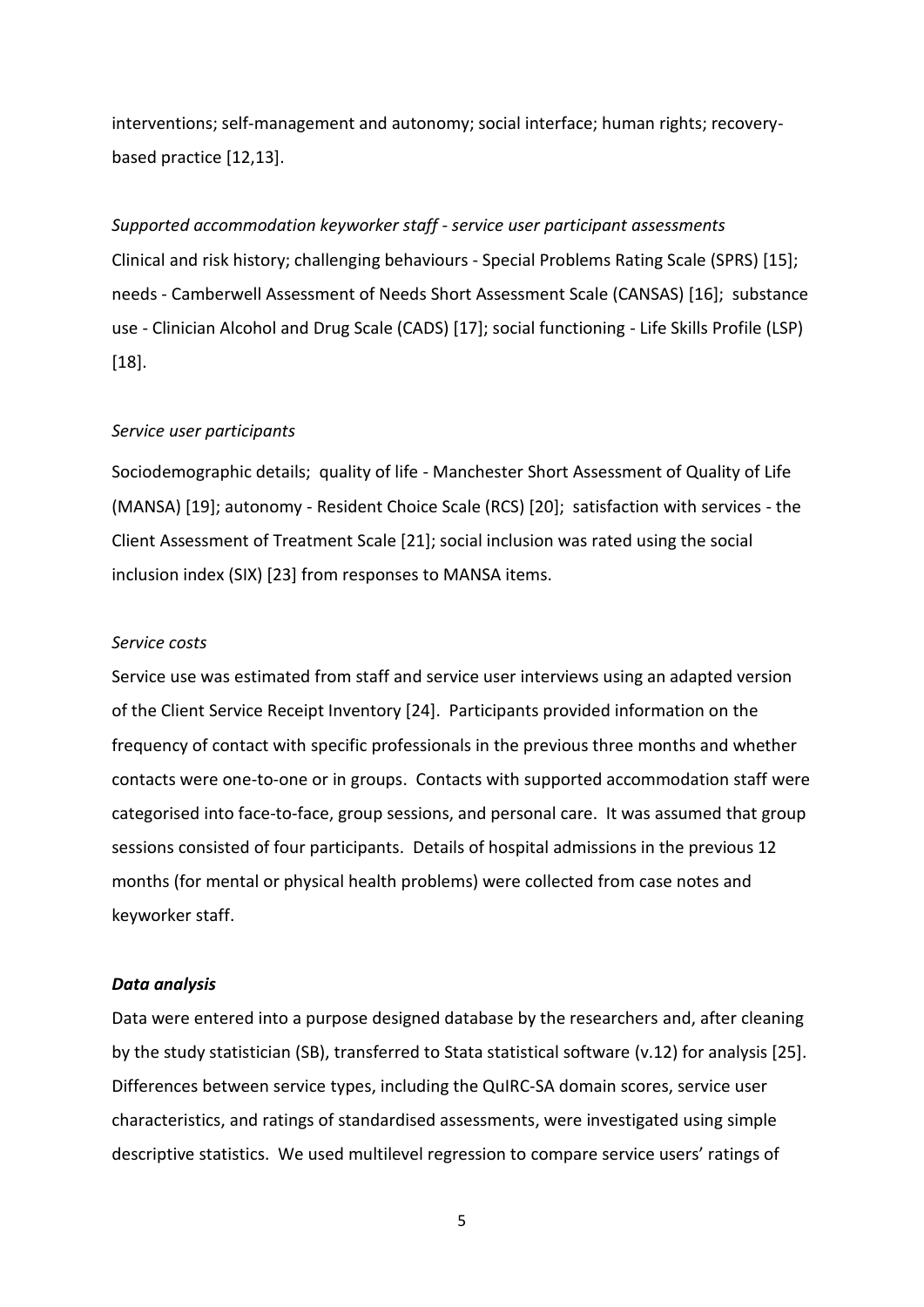interventions; self-management and autonomy; social interface; human rights; recovery-based practice [12,13].

*Supported accommodation keyworker staff - service user participant assessments*

Clinical and risk history; challenging behaviours - Special Problems Rating Scale (SPRS) [15]; needs - Camberwell Assessment of Needs Short Assessment Scale (CANSAS) [16]; substance use - Clinician Alcohol and Drug Scale (CADS) [17]; social functioning - Life Skills Profile (LSP) [18].

*Service user participants*

Sociodemographic details; quality of life - Manchester Short Assessment of Quality of Life (MANSA) [19]; autonomy - Resident Choice Scale (RCS) [20]; satisfaction with services - the Client Assessment of Treatment Scale [21]; social inclusion was rated using the social inclusion index (SIX) [23] from responses to MANSA items.

*Service costs*

Service use was estimated from staff and service user interviews using an adapted version of the Client Service Receipt Inventory [24]. Participants provided information on the frequency of contact with specific professionals in the previous three months and whether contacts were one-to-one or in groups. Contacts with supported accommodation staff were categorised into face-to-face, group sessions, and personal care. It was assumed that group sessions consisted of four participants. Details of hospital admissions in the previous 12 months (for mental or physical health problems) were collected from case notes and keyworker staff.

***Data analysis***

Data were entered into a purpose designed database by the researchers and, after cleaning by the study statistician (SB), transferred to Stata statistical software (v.12) for analysis [25]. Differences between service types, including the QuIRC-SA domain scores, service user characteristics, and ratings of standardised assessments, were investigated using simple descriptive statistics. We used multilevel regression to compare service users' ratings of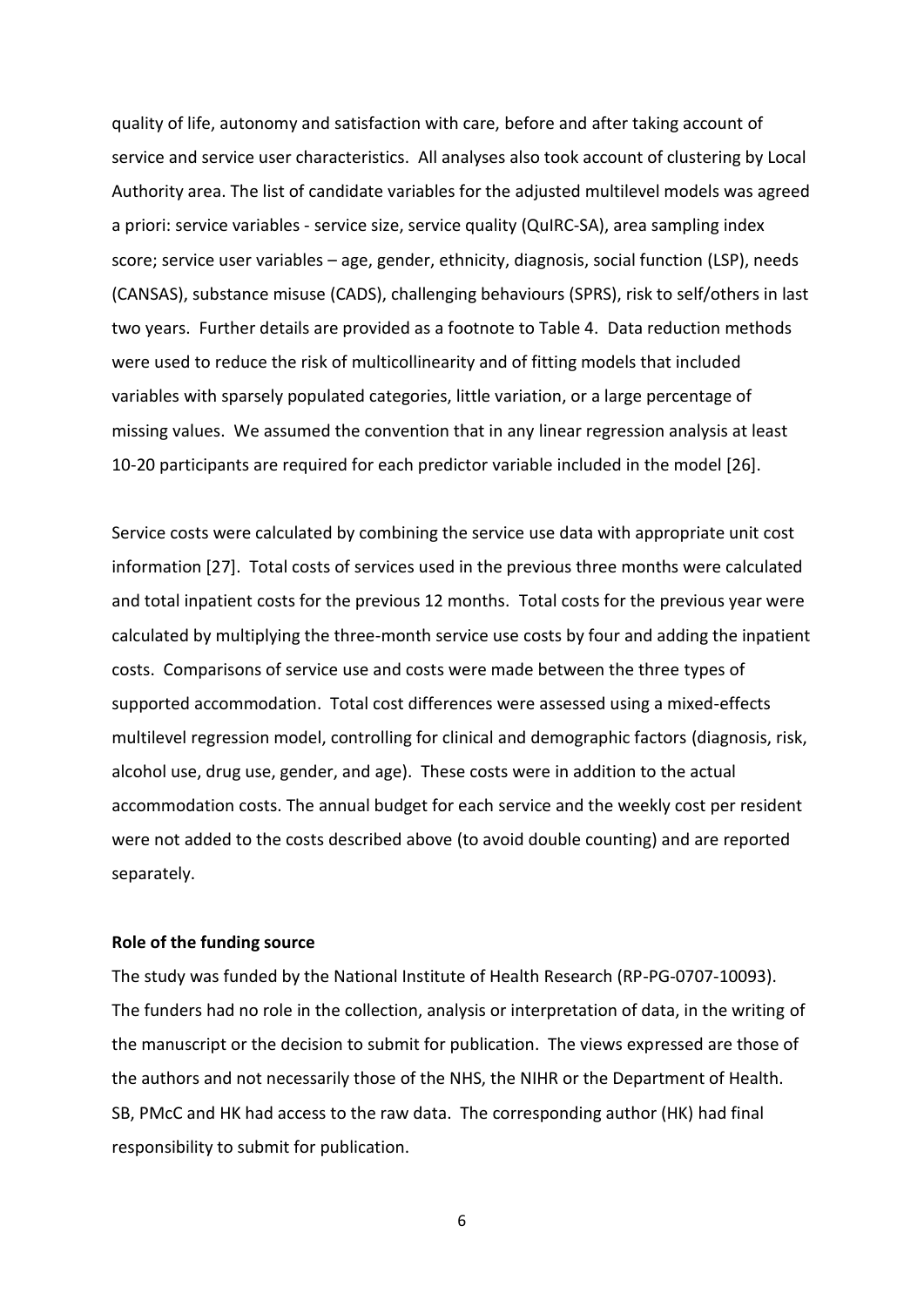quality of life, autonomy and satisfaction with care, before and after taking account of service and service user characteristics. All analyses also took account of clustering by Local Authority area. The list of candidate variables for the adjusted multilevel models was agreed a priori: service variables - service size, service quality (QuIRC-SA), area sampling index score; service user variables – age, gender, ethnicity, diagnosis, social function (LSP), needs (CANSAS), substance misuse (CADS), challenging behaviours (SPRS), risk to self/others in last two years. Further details are provided as a footnote to Table 4. Data reduction methods were used to reduce the risk of multicollinearity and of fitting models that included variables with sparsely populated categories, little variation, or a large percentage of missing values. We assumed the convention that in any linear regression analysis at least 10-20 participants are required for each predictor variable included in the model [26].

Service costs were calculated by combining the service use data with appropriate unit cost information [27]. Total costs of services used in the previous three months were calculated and total inpatient costs for the previous 12 months. Total costs for the previous year were calculated by multiplying the three-month service use costs by four and adding the inpatient costs. Comparisons of service use and costs were made between the three types of supported accommodation. Total cost differences were assessed using a mixed-effects multilevel regression model, controlling for clinical and demographic factors (diagnosis, risk, alcohol use, drug use, gender, and age). These costs were in addition to the actual accommodation costs. The annual budget for each service and the weekly cost per resident were not added to the costs described above (to avoid double counting) and are reported separately.

**Role of the funding source**

The study was funded by the National Institute of Health Research (RP-PG-0707-10093). The funders had no role in the collection, analysis or interpretation of data, in the writing of the manuscript or the decision to submit for publication. The views expressed are those of the authors and not necessarily those of the NHS, the NIHR or the Department of Health. SB, PMcC and HK had access to the raw data. The corresponding author (HK) had final responsibility to submit for publication.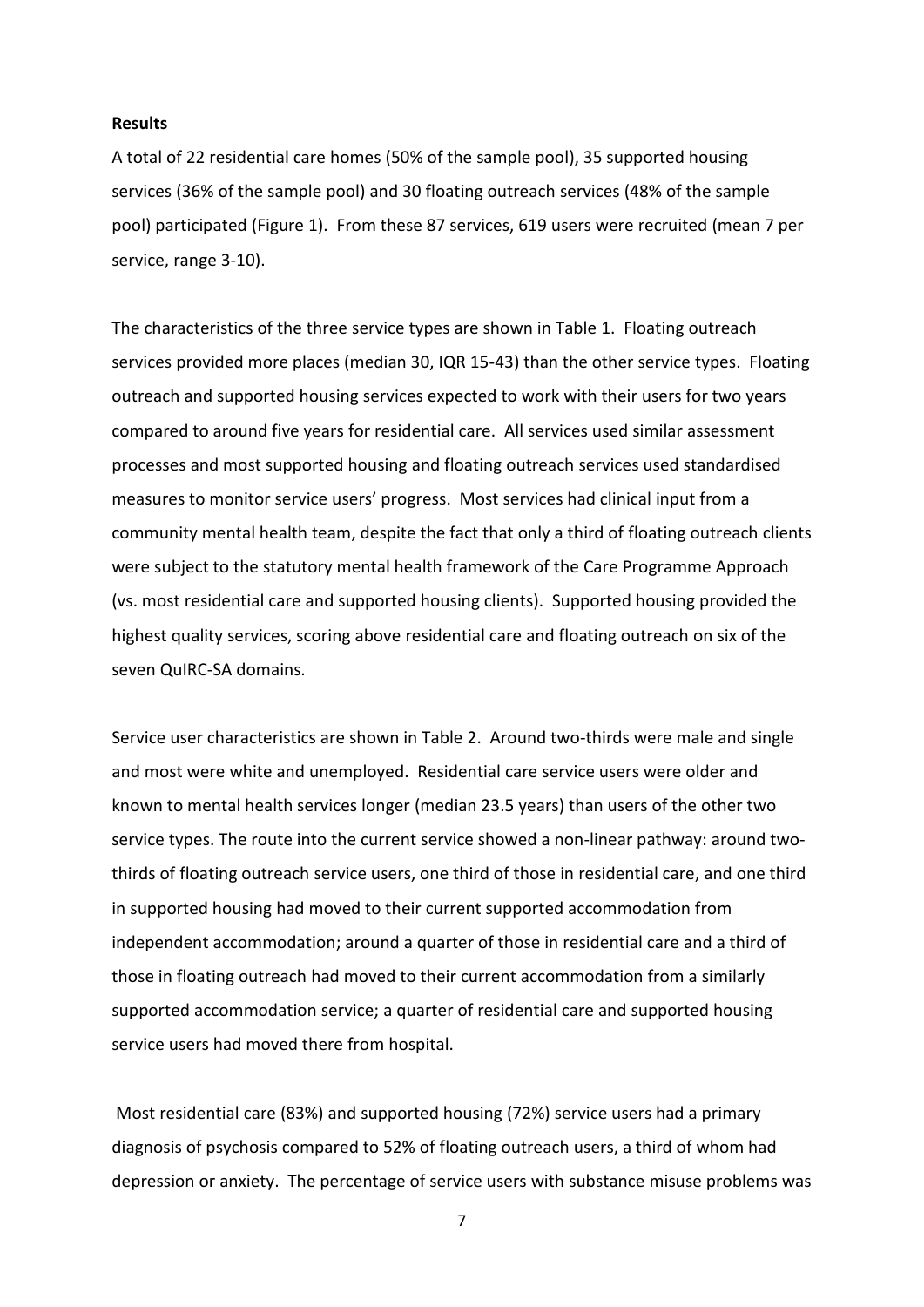**Results**

A total of 22 residential care homes (50% of the sample pool), 35 supported housing services (36% of the sample pool) and 30 floating outreach services (48% of the sample pool) participated (Figure 1). From these 87 services, 619 users were recruited (mean 7 per service, range 3-10).

The characteristics of the three service types are shown in Table 1. Floating outreach services provided more places (median 30, IQR 15-43) than the other service types. Floating outreach and supported housing services expected to work with their users for two years compared to around five years for residential care. All services used similar assessment processes and most supported housing and floating outreach services used standardised measures to monitor service users' progress. Most services had clinical input from a community mental health team, despite the fact that only a third of floating outreach clients were subject to the statutory mental health framework of the Care Programme Approach (vs. most residential care and supported housing clients). Supported housing provided the highest quality services, scoring above residential care and floating outreach on six of the seven QuIRC-SA domains.

Service user characteristics are shown in Table 2. Around two-thirds were male and single and most were white and unemployed. Residential care service users were older and known to mental health services longer (median 23.5 years) than users of the other two service types. The route into the current service showed a non-linear pathway: around two-thirds of floating outreach service users, one third of those in residential care, and one third in supported housing had moved to their current supported accommodation from independent accommodation; around a quarter of those in residential care and a third of those in floating outreach had moved to their current accommodation from a similarly supported accommodation service; a quarter of residential care and supported housing service users had moved there from hospital.

Most residential care (83%) and supported housing (72%) service users had a primary diagnosis of psychosis compared to 52% of floating outreach users, a third of whom had depression or anxiety. The percentage of service users with substance misuse problems was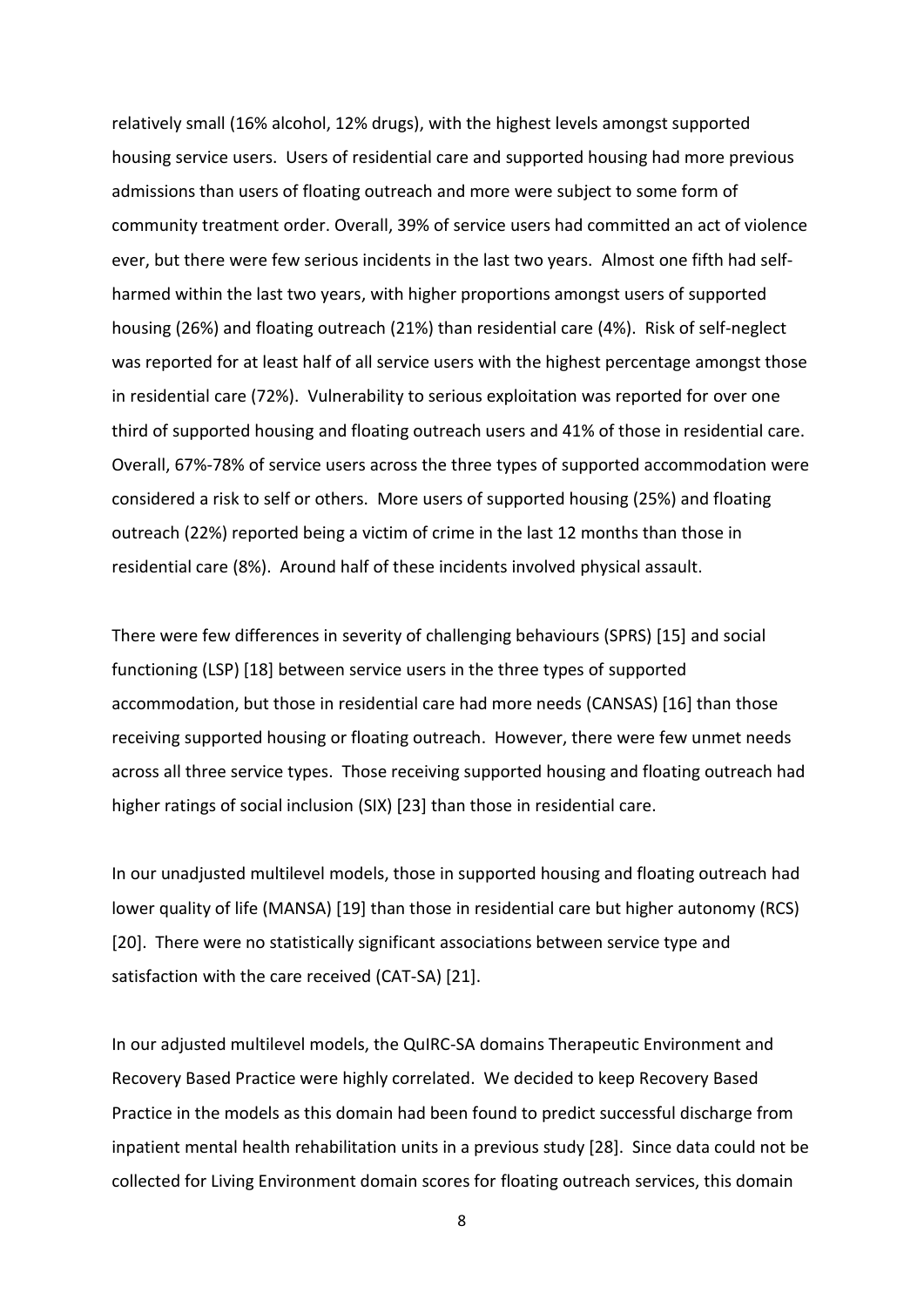relatively small (16% alcohol, 12% drugs), with the highest levels amongst supported housing service users. Users of residential care and supported housing had more previous admissions than users of floating outreach and more were subject to some form of community treatment order. Overall, 39% of service users had committed an act of violence ever, but there were few serious incidents in the last two years. Almost one fifth had self-harmed within the last two years, with higher proportions amongst users of supported housing (26%) and floating outreach (21%) than residential care (4%). Risk of self-neglect was reported for at least half of all service users with the highest percentage amongst those in residential care (72%). Vulnerability to serious exploitation was reported for over one third of supported housing and floating outreach users and 41% of those in residential care. Overall, 67%-78% of service users across the three types of supported accommodation were considered a risk to self or others. More users of supported housing (25%) and floating outreach (22%) reported being a victim of crime in the last 12 months than those in residential care (8%). Around half of these incidents involved physical assault.

There were few differences in severity of challenging behaviours (SPRS) [15] and social functioning (LSP) [18] between service users in the three types of supported accommodation, but those in residential care had more needs (CANSAS) [16] than those receiving supported housing or floating outreach. However, there were few unmet needs across all three service types. Those receiving supported housing and floating outreach had higher ratings of social inclusion (SIX) [23] than those in residential care.

In our unadjusted multilevel models, those in supported housing and floating outreach had lower quality of life (MANSA) [19] than those in residential care but higher autonomy (RCS) [20]. There were no statistically significant associations between service type and satisfaction with the care received (CAT-SA) [21].

In our adjusted multilevel models, the QuIRC-SA domains Therapeutic Environment and Recovery Based Practice were highly correlated. We decided to keep Recovery Based Practice in the models as this domain had been found to predict successful discharge from inpatient mental health rehabilitation units in a previous study [28]. Since data could not be collected for Living Environment domain scores for floating outreach services, this domain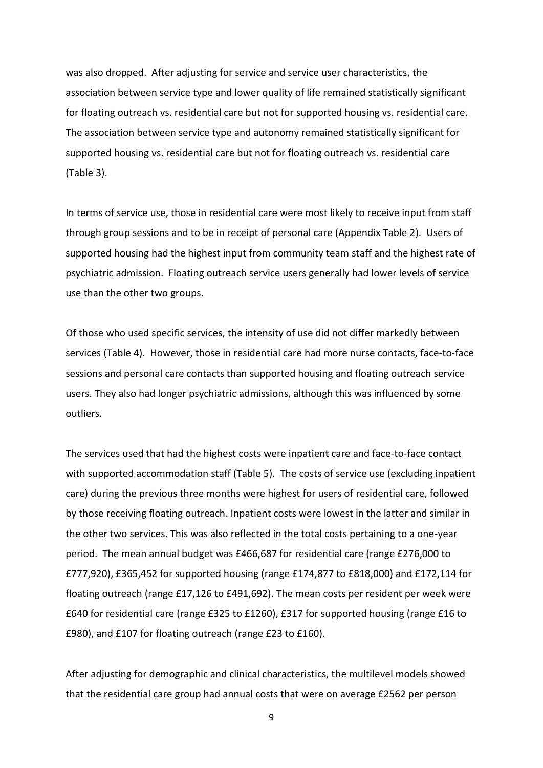was also dropped. After adjusting for service and service user characteristics, the association between service type and lower quality of life remained statistically significant for floating outreach vs. residential care but not for supported housing vs. residential care. The association between service type and autonomy remained statistically significant for supported housing vs. residential care but not for floating outreach vs. residential care (Table 3).

In terms of service use, those in residential care were most likely to receive input from staff through group sessions and to be in receipt of personal care (Appendix Table 2). Users of supported housing had the highest input from community team staff and the highest rate of psychiatric admission. Floating outreach service users generally had lower levels of service use than the other two groups.

Of those who used specific services, the intensity of use did not differ markedly between services (Table 4). However, those in residential care had more nurse contacts, face-to-face sessions and personal care contacts than supported housing and floating outreach service users. They also had longer psychiatric admissions, although this was influenced by some outliers.

The services used that had the highest costs were inpatient care and face-to-face contact with supported accommodation staff (Table 5). The costs of service use (excluding inpatient care) during the previous three months were highest for users of residential care, followed by those receiving floating outreach. Inpatient costs were lowest in the latter and similar in the other two services. This was also reflected in the total costs pertaining to a one-year period. The mean annual budget was £466,687 for residential care (range £276,000 to £777,920), £365,452 for supported housing (range £174,877 to £818,000) and £172,114 for floating outreach (range £17,126 to £491,692). The mean costs per resident per week were £640 for residential care (range £325 to £1260), £317 for supported housing (range £16 to £980), and £107 for floating outreach (range £23 to £160).

After adjusting for demographic and clinical characteristics, the multilevel models showed that the residential care group had annual costs that were on average £2562 per person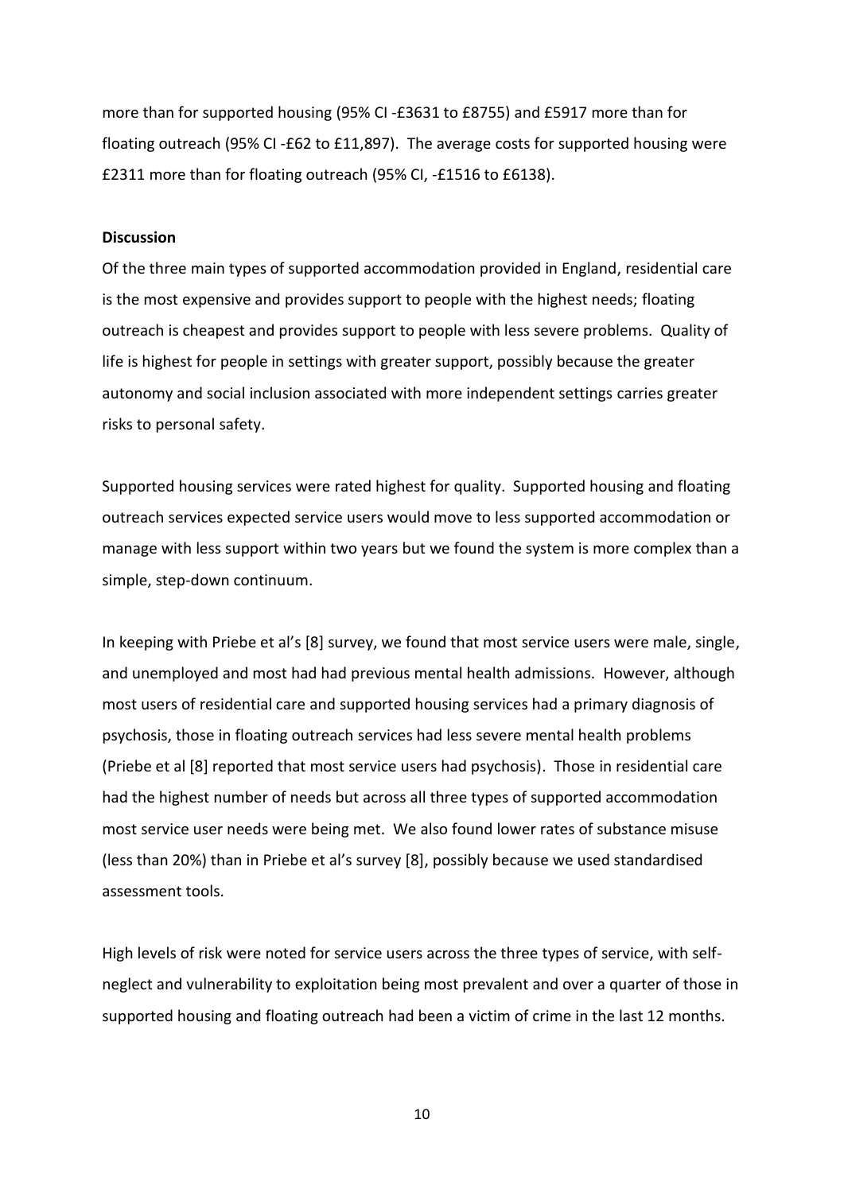more than for supported housing (95% CI -£3631 to £8755) and £5917 more than for floating outreach (95% CI -£62 to £11,897). The average costs for supported housing were £2311 more than for floating outreach (95% CI, -£1516 to £6138).

**Discussion**

Of the three main types of supported accommodation provided in England, residential care is the most expensive and provides support to people with the highest needs; floating outreach is cheapest and provides support to people with less severe problems. Quality of life is highest for people in settings with greater support, possibly because the greater autonomy and social inclusion associated with more independent settings carries greater risks to personal safety.

Supported housing services were rated highest for quality. Supported housing and floating outreach services expected service users would move to less supported accommodation or manage with less support within two years but we found the system is more complex than a simple, step-down continuum.

In keeping with Priebe et al's [8] survey, we found that most service users were male, single, and unemployed and most had had previous mental health admissions. However, although most users of residential care and supported housing services had a primary diagnosis of psychosis, those in floating outreach services had less severe mental health problems (Priebe et al [8] reported that most service users had psychosis). Those in residential care had the highest number of needs but across all three types of supported accommodation most service user needs were being met. We also found lower rates of substance misuse (less than 20%) than in Priebe et al's survey [8], possibly because we used standardised assessment tools.

High levels of risk were noted for service users across the three types of service, with self-neglect and vulnerability to exploitation being most prevalent and over a quarter of those in supported housing and floating outreach had been a victim of crime in the last 12 months.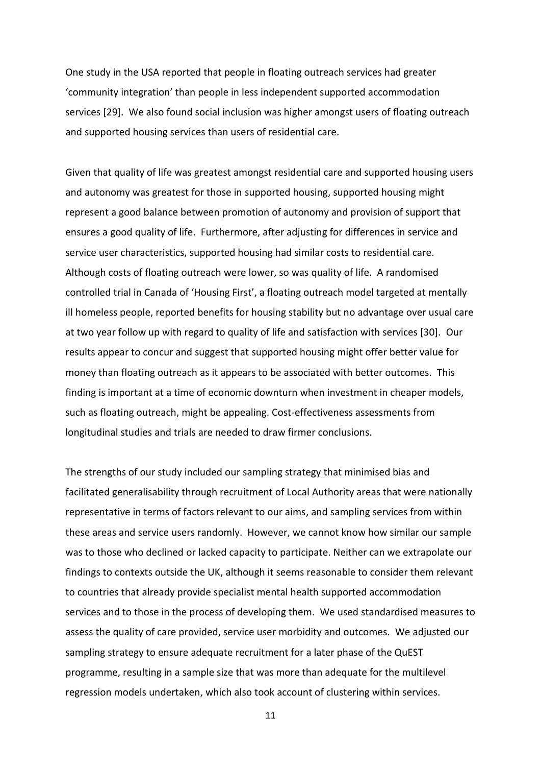One study in the USA reported that people in floating outreach services had greater 'community integration' than people in less independent supported accommodation services [29]. We also found social inclusion was higher amongst users of floating outreach and supported housing services than users of residential care.

Given that quality of life was greatest amongst residential care and supported housing users and autonomy was greatest for those in supported housing, supported housing might represent a good balance between promotion of autonomy and provision of support that ensures a good quality of life. Furthermore, after adjusting for differences in service and service user characteristics, supported housing had similar costs to residential care. Although costs of floating outreach were lower, so was quality of life. A randomised controlled trial in Canada of 'Housing First', a floating outreach model targeted at mentally ill homeless people, reported benefits for housing stability but no advantage over usual care at two year follow up with regard to quality of life and satisfaction with services [30]. Our results appear to concur and suggest that supported housing might offer better value for money than floating outreach as it appears to be associated with better outcomes. This finding is important at a time of economic downturn when investment in cheaper models, such as floating outreach, might be appealing. Cost-effectiveness assessments from longitudinal studies and trials are needed to draw firmer conclusions.

The strengths of our study included our sampling strategy that minimised bias and facilitated generalisability through recruitment of Local Authority areas that were nationally representative in terms of factors relevant to our aims, and sampling services from within these areas and service users randomly. However, we cannot know how similar our sample was to those who declined or lacked capacity to participate. Neither can we extrapolate our findings to contexts outside the UK, although it seems reasonable to consider them relevant to countries that already provide specialist mental health supported accommodation services and to those in the process of developing them. We used standardised measures to assess the quality of care provided, service user morbidity and outcomes. We adjusted our sampling strategy to ensure adequate recruitment for a later phase of the QuEST programme, resulting in a sample size that was more than adequate for the multilevel regression models undertaken, which also took account of clustering within services.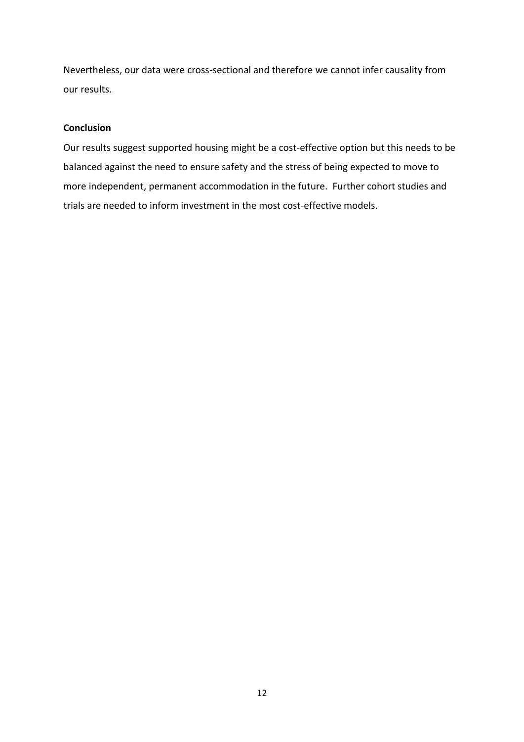Nevertheless, our data were cross-sectional and therefore we cannot infer causality from our results.

**Conclusion**

Our results suggest supported housing might be a cost-effective option but this needs to be balanced against the need to ensure safety and the stress of being expected to move to more independent, permanent accommodation in the future.  Further cohort studies and trials are needed to inform investment in the most cost-effective models.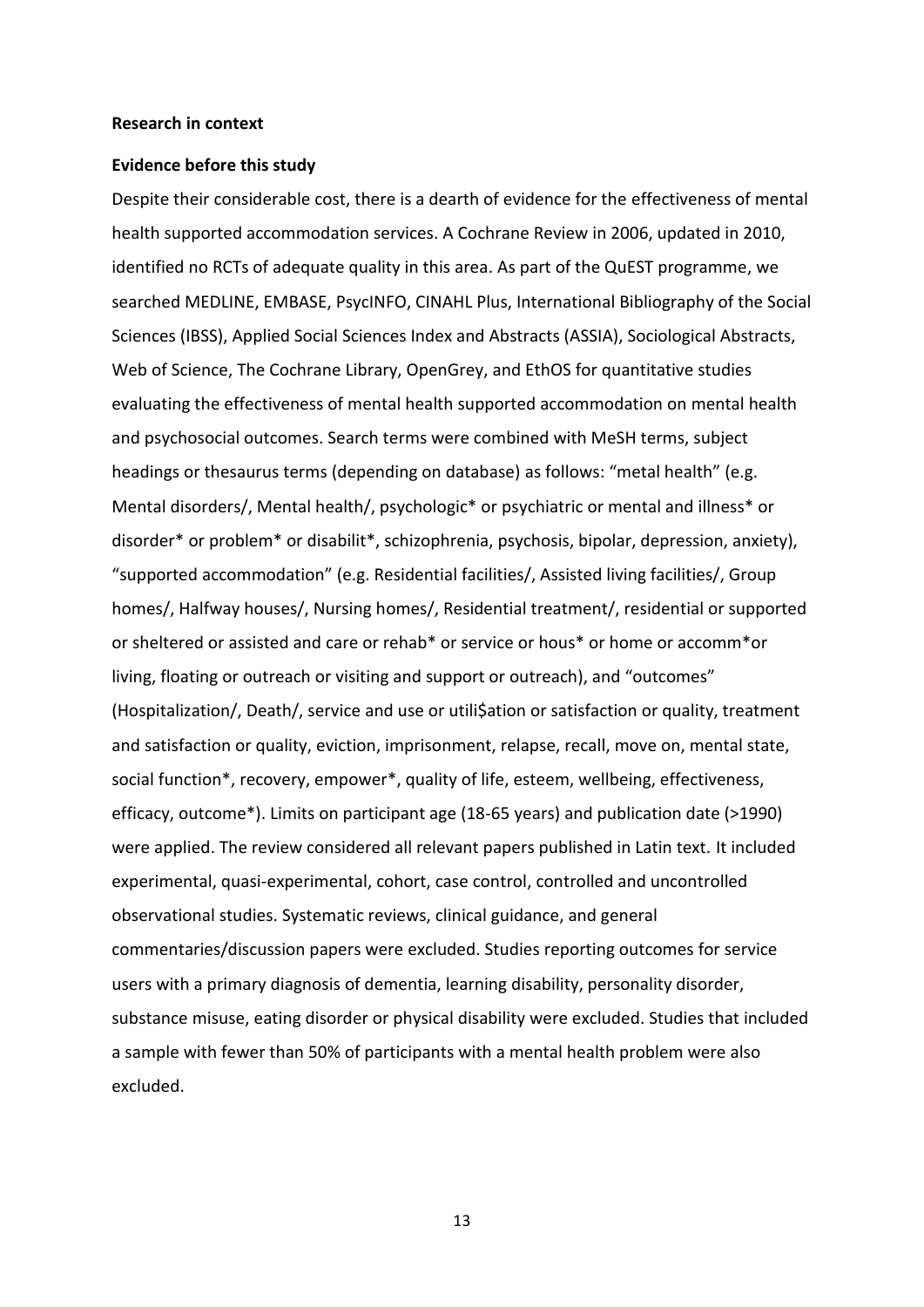**Research in context**

**Evidence before this study**

Despite their considerable cost, there is a dearth of evidence for the effectiveness of mental health supported accommodation services. A Cochrane Review in 2006, updated in 2010, identified no RCTs of adequate quality in this area. As part of the QuEST programme, we searched MEDLINE, EMBASE, PsycINFO, CINAHL Plus, International Bibliography of the Social Sciences (IBSS), Applied Social Sciences Index and Abstracts (ASSIA), Sociological Abstracts, Web of Science, The Cochrane Library, OpenGrey, and EthOS for quantitative studies evaluating the effectiveness of mental health supported accommodation on mental health and psychosocial outcomes. Search terms were combined with MeSH terms, subject headings or thesaurus terms (depending on database) as follows: "metal health" (e.g. Mental disorders/, Mental health/, psychologic* or psychiatric or mental and illness* or disorder* or problem* or disabilit*, schizophrenia, psychosis, bipolar, depression, anxiety), "supported accommodation" (e.g. Residential facilities/, Assisted living facilities/, Group homes/, Halfway houses/, Nursing homes/, Residential treatment/, residential or supported or sheltered or assisted and care or rehab* or service or hous* or home or accomm*or living, floating or outreach or visiting and support or outreach), and "outcomes" (Hospitalization/, Death/, service and use or utili$ation or satisfaction or quality, treatment and satisfaction or quality, eviction, imprisonment, relapse, recall, move on, mental state, social function*, recovery, empower*, quality of life, esteem, wellbeing, effectiveness, efficacy, outcome*). Limits on participant age (18-65 years) and publication date (>1990) were applied. The review considered all relevant papers published in Latin text. It included experimental, quasi-experimental, cohort, case control, controlled and uncontrolled observational studies. Systematic reviews, clinical guidance, and general commentaries/discussion papers were excluded. Studies reporting outcomes for service users with a primary diagnosis of dementia, learning disability, personality disorder, substance misuse, eating disorder or physical disability were excluded. Studies that included a sample with fewer than 50% of participants with a mental health problem were also excluded.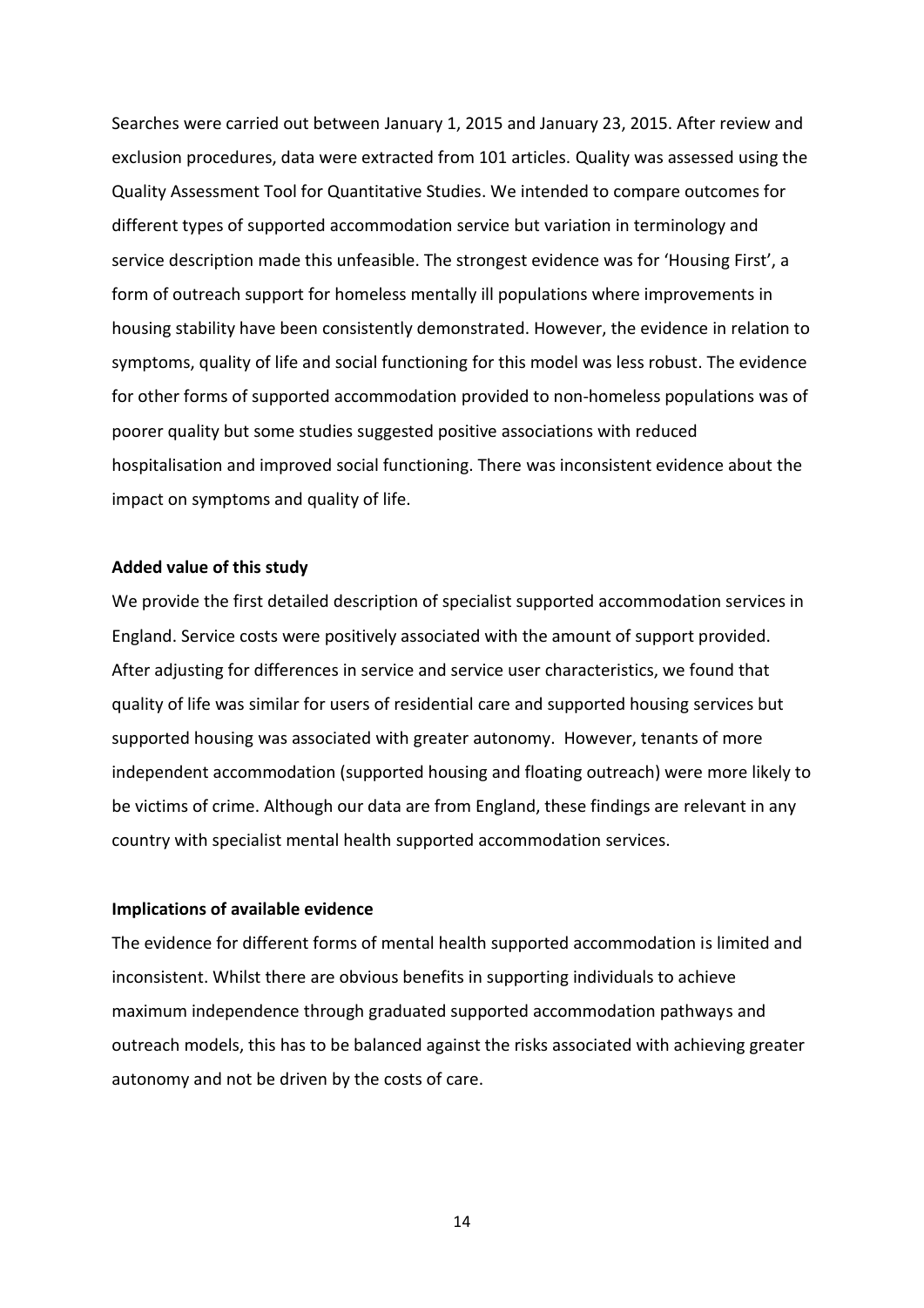Searches were carried out between January 1, 2015 and January 23, 2015. After review and exclusion procedures, data were extracted from 101 articles. Quality was assessed using the Quality Assessment Tool for Quantitative Studies. We intended to compare outcomes for different types of supported accommodation service but variation in terminology and service description made this unfeasible. The strongest evidence was for 'Housing First', a form of outreach support for homeless mentally ill populations where improvements in housing stability have been consistently demonstrated. However, the evidence in relation to symptoms, quality of life and social functioning for this model was less robust. The evidence for other forms of supported accommodation provided to non-homeless populations was of poorer quality but some studies suggested positive associations with reduced hospitalisation and improved social functioning. There was inconsistent evidence about the impact on symptoms and quality of life.

**Added value of this study**

We provide the first detailed description of specialist supported accommodation services in England. Service costs were positively associated with the amount of support provided. After adjusting for differences in service and service user characteristics, we found that quality of life was similar for users of residential care and supported housing services but supported housing was associated with greater autonomy. However, tenants of more independent accommodation (supported housing and floating outreach) were more likely to be victims of crime. Although our data are from England, these findings are relevant in any country with specialist mental health supported accommodation services.

**Implications of available evidence**

The evidence for different forms of mental health supported accommodation is limited and inconsistent. Whilst there are obvious benefits in supporting individuals to achieve maximum independence through graduated supported accommodation pathways and outreach models, this has to be balanced against the risks associated with achieving greater autonomy and not be driven by the costs of care.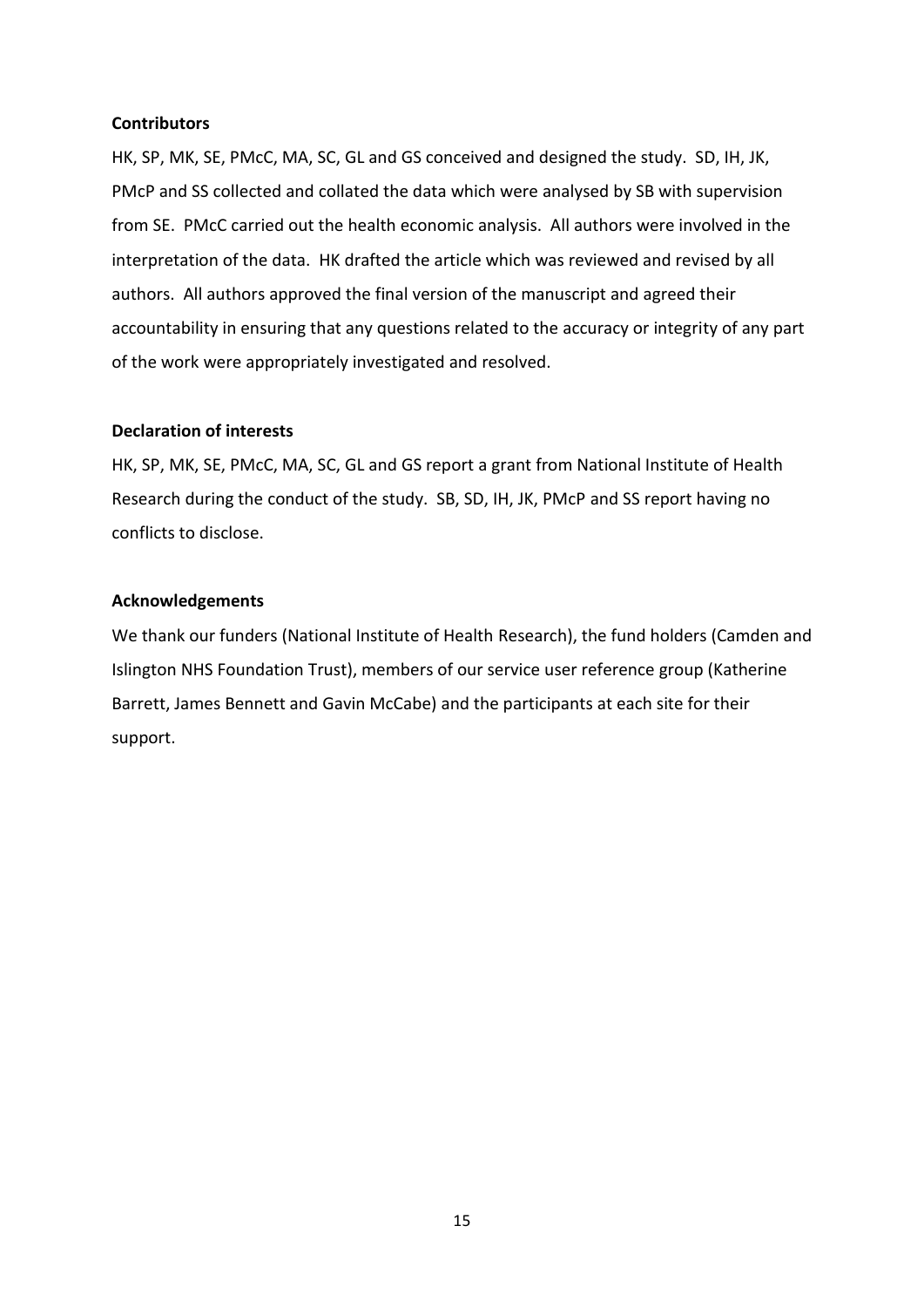**Contributors**

HK, SP, MK, SE, PMcC, MA, SC, GL and GS conceived and designed the study. SD, IH, JK, PMcP and SS collected and collated the data which were analysed by SB with supervision from SE. PMcC carried out the health economic analysis. All authors were involved in the interpretation of the data. HK drafted the article which was reviewed and revised by all authors. All authors approved the final version of the manuscript and agreed their accountability in ensuring that any questions related to the accuracy or integrity of any part of the work were appropriately investigated and resolved.

**Declaration of interests**

HK, SP, MK, SE, PMcC, MA, SC, GL and GS report a grant from National Institute of Health Research during the conduct of the study. SB, SD, IH, JK, PMcP and SS report having no conflicts to disclose.

**Acknowledgements**

We thank our funders (National Institute of Health Research), the fund holders (Camden and Islington NHS Foundation Trust), members of our service user reference group (Katherine Barrett, James Bennett and Gavin McCabe) and the participants at each site for their support.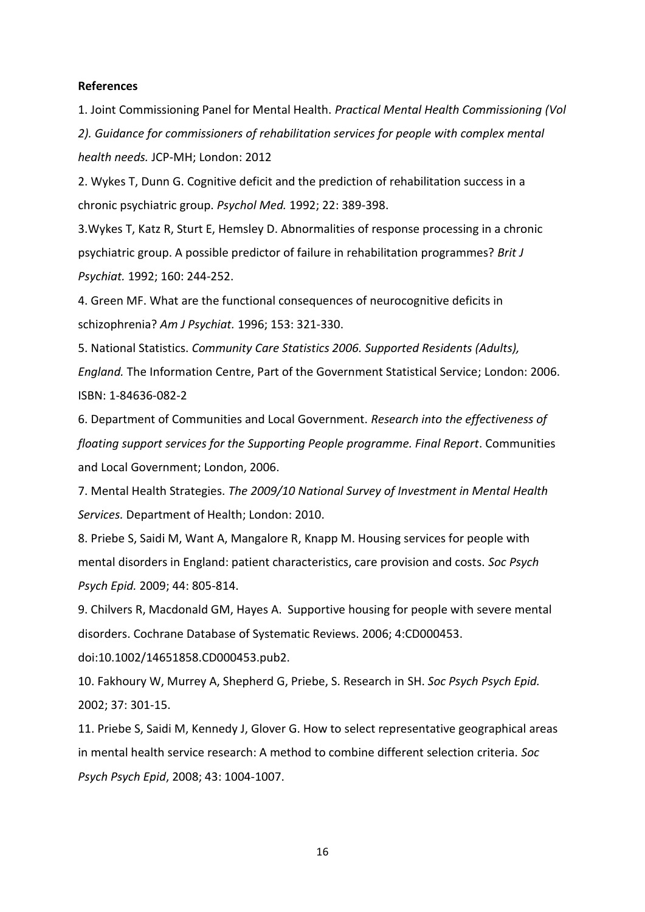**References**

1. Joint Commissioning Panel for Mental Health. *Practical Mental Health Commissioning (Vol 2). Guidance for commissioners of rehabilitation services for people with complex mental health needs.* JCP-MH; London: 2012

2. Wykes T, Dunn G. Cognitive deficit and the prediction of rehabilitation success in a chronic psychiatric group. *Psychol Med.* 1992; 22: 389-398.

3.Wykes T, Katz R, Sturt E, Hemsley D. Abnormalities of response processing in a chronic psychiatric group. A possible predictor of failure in rehabilitation programmes? *Brit J Psychiat.* 1992; 160: 244-252.

4. Green MF. What are the functional consequences of neurocognitive deficits in schizophrenia? *Am J Psychiat.* 1996; 153: 321-330.

5. National Statistics. *Community Care Statistics 2006. Supported Residents (Adults), England.* The Information Centre, Part of the Government Statistical Service; London: 2006. ISBN: 1-84636-082-2

6. Department of Communities and Local Government. *Research into the effectiveness of floating support services for the Supporting People programme. Final Report*. Communities and Local Government; London, 2006.

7. Mental Health Strategies. *The 2009/10 National Survey of Investment in Mental Health Services.* Department of Health; London: 2010.

8. Priebe S, Saidi M, Want A, Mangalore R, Knapp M. Housing services for people with mental disorders in England: patient characteristics, care provision and costs. *Soc Psych Psych Epid.* 2009; 44: 805-814.

9. Chilvers R, Macdonald GM, Hayes A. Supportive housing for people with severe mental disorders. Cochrane Database of Systematic Reviews. 2006; 4:CD000453. doi:10.1002/14651858.CD000453.pub2.

10. Fakhoury W, Murrey A, Shepherd G, Priebe, S. Research in SH. *Soc Psych Psych Epid.* 2002; 37: 301-15.

11. Priebe S, Saidi M, Kennedy J, Glover G. How to select representative geographical areas in mental health service research: A method to combine different selection criteria. *Soc Psych Psych Epid*, 2008; 43: 1004-1007.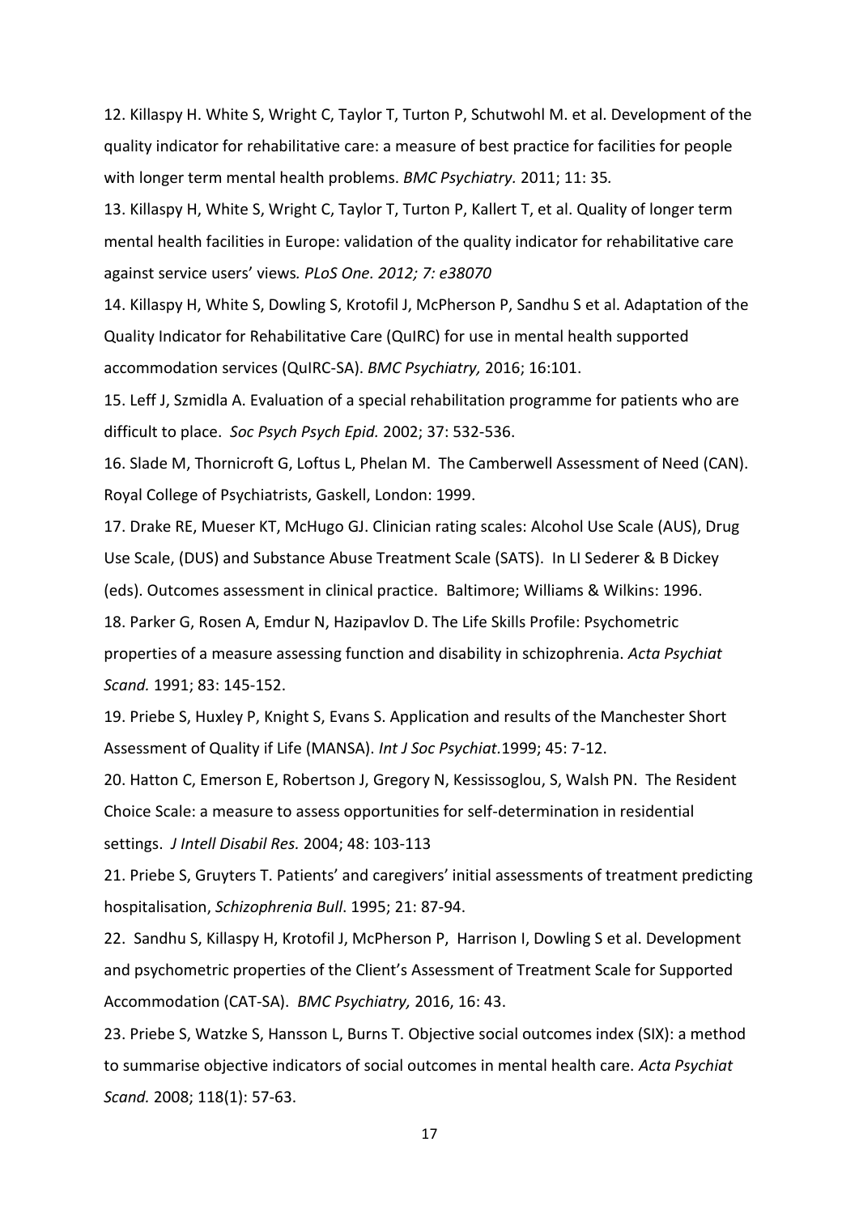12. Killaspy H. White S, Wright C, Taylor T, Turton P, Schutwohl M. et al. Development of the quality indicator for rehabilitative care: a measure of best practice for facilities for people with longer term mental health problems. *BMC Psychiatry.* 2011; 11: 35.

13. Killaspy H, White S, Wright C, Taylor T, Turton P, Kallert T, et al. Quality of longer term mental health facilities in Europe: validation of the quality indicator for rehabilitative care against service users' views*. PLoS One. 2012; 7: e38070*

14. Killaspy H, White S, Dowling S, Krotofil J, McPherson P, Sandhu S et al. Adaptation of the Quality Indicator for Rehabilitative Care (QuIRC) for use in mental health supported accommodation services (QuIRC-SA). *BMC Psychiatry,* 2016; 16:101.

15. Leff J, Szmidla A. Evaluation of a special rehabilitation programme for patients who are difficult to place. *Soc Psych Psych Epid.* 2002; 37: 532-536.

16. Slade M, Thornicroft G, Loftus L, Phelan M. The Camberwell Assessment of Need (CAN). Royal College of Psychiatrists, Gaskell, London: 1999.

17. Drake RE, Mueser KT, McHugo GJ. Clinician rating scales: Alcohol Use Scale (AUS), Drug Use Scale, (DUS) and Substance Abuse Treatment Scale (SATS). In LI Sederer & B Dickey (eds). Outcomes assessment in clinical practice. Baltimore; Williams & Wilkins: 1996.

18. Parker G, Rosen A, Emdur N, Hazipavlov D. The Life Skills Profile: Psychometric properties of a measure assessing function and disability in schizophrenia. *Acta Psychiat Scand.* 1991; 83: 145-152.

19. Priebe S, Huxley P, Knight S, Evans S. Application and results of the Manchester Short Assessment of Quality if Life (MANSA). *Int J Soc Psychiat.*1999; 45: 7-12.

20. Hatton C, Emerson E, Robertson J, Gregory N, Kessissoglou, S, Walsh PN. The Resident Choice Scale: a measure to assess opportunities for self-determination in residential settings. *J Intell Disabil Res.* 2004; 48: 103-113

21. Priebe S, Gruyters T. Patients' and caregivers' initial assessments of treatment predicting hospitalisation, *Schizophrenia Bull*. 1995; 21: 87-94.

22. Sandhu S, Killaspy H, Krotofil J, McPherson P, Harrison I, Dowling S et al. Development and psychometric properties of the Client's Assessment of Treatment Scale for Supported Accommodation (CAT-SA). *BMC Psychiatry,* 2016, 16: 43.

23. Priebe S, Watzke S, Hansson L, Burns T. Objective social outcomes index (SIX): a method to summarise objective indicators of social outcomes in mental health care. *Acta Psychiat Scand.* 2008; 118(1): 57-63.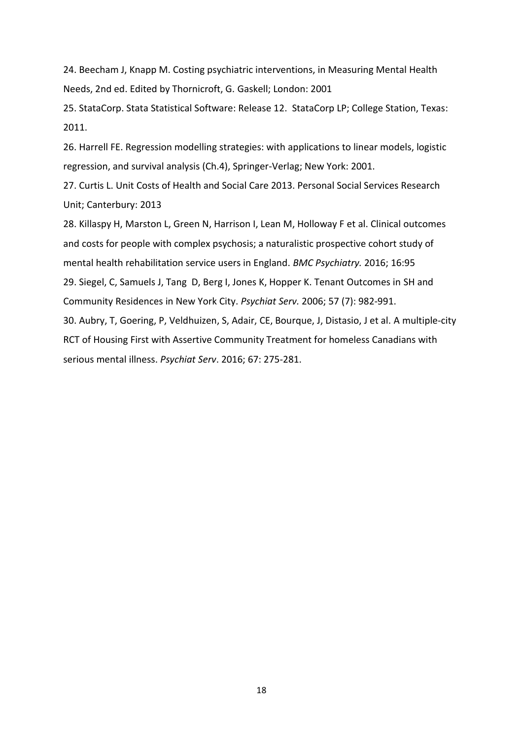24. Beecham J, Knapp M. Costing psychiatric interventions, in Measuring Mental Health Needs, 2nd ed. Edited by Thornicroft, G. Gaskell; London: 2001

25. StataCorp. Stata Statistical Software: Release 12. StataCorp LP; College Station, Texas: 2011.

26. Harrell FE. Regression modelling strategies: with applications to linear models, logistic regression, and survival analysis (Ch.4), Springer-Verlag; New York: 2001.

27. Curtis L. Unit Costs of Health and Social Care 2013. Personal Social Services Research Unit; Canterbury: 2013

28. Killaspy H, Marston L, Green N, Harrison I, Lean M, Holloway F et al. Clinical outcomes and costs for people with complex psychosis; a naturalistic prospective cohort study of mental health rehabilitation service users in England. *BMC Psychiatry.* 2016; 16:95

29. Siegel, C, Samuels J, Tang D, Berg I, Jones K, Hopper K. Tenant Outcomes in SH and Community Residences in New York City. *Psychiat Serv.* 2006; 57 (7): 982-991.

30. Aubry, T, Goering, P, Veldhuizen, S, Adair, CE, Bourque, J, Distasio, J et al. A multiple-city RCT of Housing First with Assertive Community Treatment for homeless Canadians with serious mental illness. *Psychiat Serv*. 2016; 67: 275-281.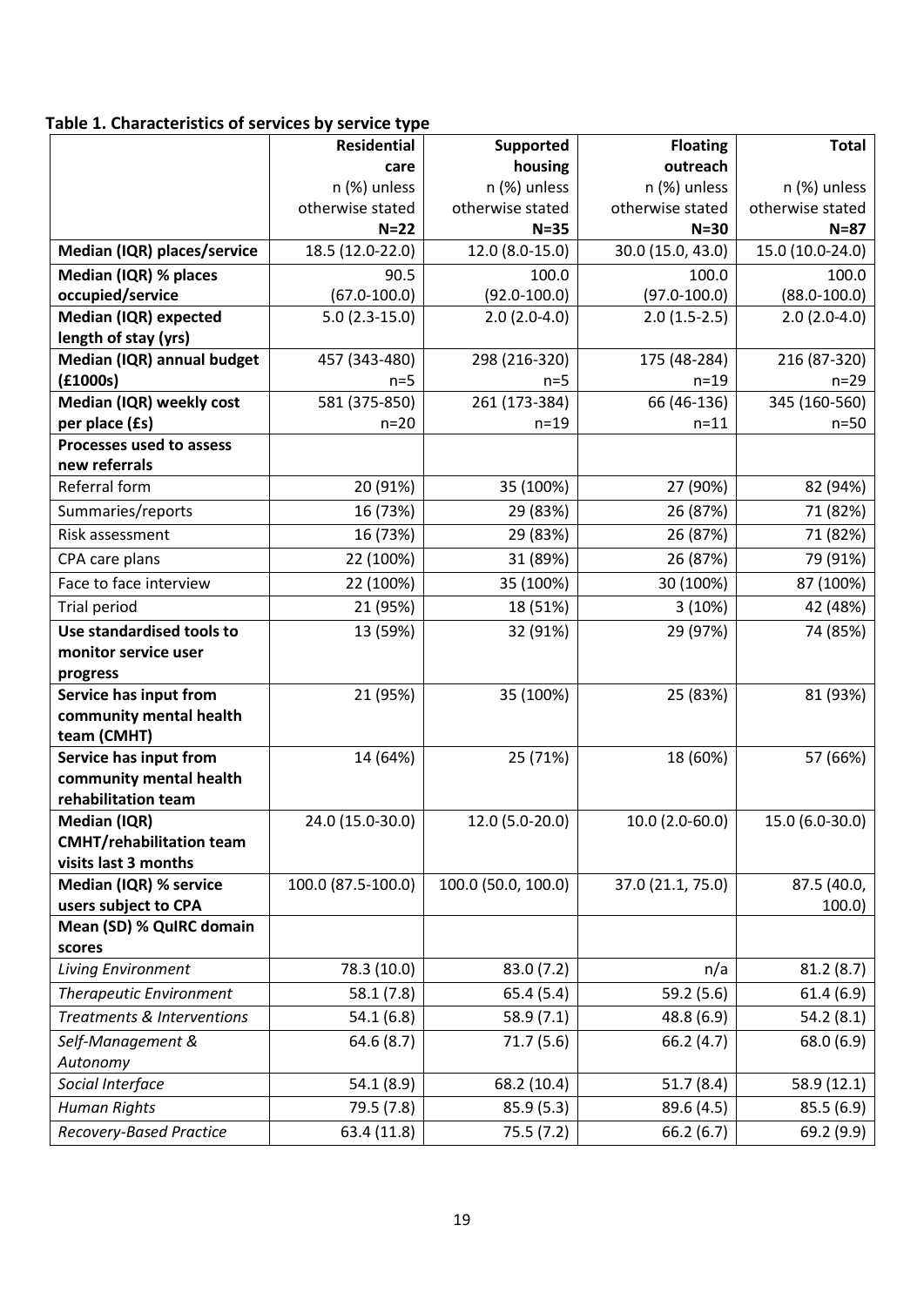**Table 1. Characteristics of services by service type**

| | Residential care n (%) unless otherwise stated N=22 | Supported housing n (%) unless otherwise stated N=35 | Floating outreach n (%) unless otherwise stated N=30 | Total n (%) unless otherwise stated N=87 |
|---|---|---|---|---|
| **Median (IQR) places/service** | 18.5 (12.0-22.0) | 12.0 (8.0-15.0) | 30.0 (15.0, 43.0) | 15.0 (10.0-24.0) |
| **Median (IQR) % places occupied/service** | 90.5 (67.0-100.0) | 100.0 (92.0-100.0) | 100.0 (97.0-100.0) | 100.0 (88.0-100.0) |
| **Median (IQR) expected length of stay (yrs)** | 5.0 (2.3-15.0) | 2.0 (2.0-4.0) | 2.0 (1.5-2.5) | 2.0 (2.0-4.0) |
| **Median (IQR) annual budget (£1000s)** | 457 (343-480) n=5 | 298 (216-320) n=5 | 175 (48-284) n=19 | 216 (87-320) n=29 |
| **Median (IQR) weekly cost per place (£s)** | 581 (375-850) n=20 | 261 (173-384) n=19 | 66 (46-136) n=11 | 345 (160-560) n=50 |
| **Processes used to assess new referrals** | | | | |
| Referral form | 20 (91%) | 35 (100%) | 27 (90%) | 82 (94%) |
| Summaries/reports | 16 (73%) | 29 (83%) | 26 (87%) | 71 (82%) |
| Risk assessment | 16 (73%) | 29 (83%) | 26 (87%) | 71 (82%) |
| CPA care plans | 22 (100%) | 31 (89%) | 26 (87%) | 79 (91%) |
| Face to face interview | 22 (100%) | 35 (100%) | 30 (100%) | 87 (100%) |
| Trial period | 21 (95%) | 18 (51%) | 3 (10%) | 42 (48%) |
| **Use standardised tools to monitor service user progress** | 13 (59%) | 32 (91%) | 29 (97%) | 74 (85%) |
| **Service has input from community mental health team (CMHT)** | 21 (95%) | 35 (100%) | 25 (83%) | 81 (93%) |
| **Service has input from community mental health rehabilitation team** | 14 (64%) | 25 (71%) | 18 (60%) | 57 (66%) |
| **Median (IQR) CMHT/rehabilitation team visits last 3 months** | 24.0 (15.0-30.0) | 12.0 (5.0-20.0) | 10.0 (2.0-60.0) | 15.0 (6.0-30.0) |
| **Median (IQR) % service users subject to CPA** | 100.0 (87.5-100.0) | 100.0 (50.0, 100.0) | 37.0 (21.1, 75.0) | 87.5 (40.0, 100.0) |
| **Mean (SD) % QuIRC domain scores** | | | | |
| *Living Environment* | 78.3 (10.0) | 83.0 (7.2) | n/a | 81.2 (8.7) |
| *Therapeutic Environment* | 58.1 (7.8) | 65.4 (5.4) | 59.2 (5.6) | 61.4 (6.9) |
| *Treatments & Interventions* | 54.1 (6.8) | 58.9 (7.1) | 48.8 (6.9) | 54.2 (8.1) |
| *Self-Management & Autonomy* | 64.6 (8.7) | 71.7 (5.6) | 66.2 (4.7) | 68.0 (6.9) |
| *Social Interface* | 54.1 (8.9) | 68.2 (10.4) | 51.7 (8.4) | 58.9 (12.1) |
| *Human Rights* | 79.5 (7.8) | 85.9 (5.3) | 89.6 (4.5) | 85.5 (6.9) |
| *Recovery-Based Practice* | 63.4 (11.8) | 75.5 (7.2) | 66.2 (6.7) | 69.2 (9.9) |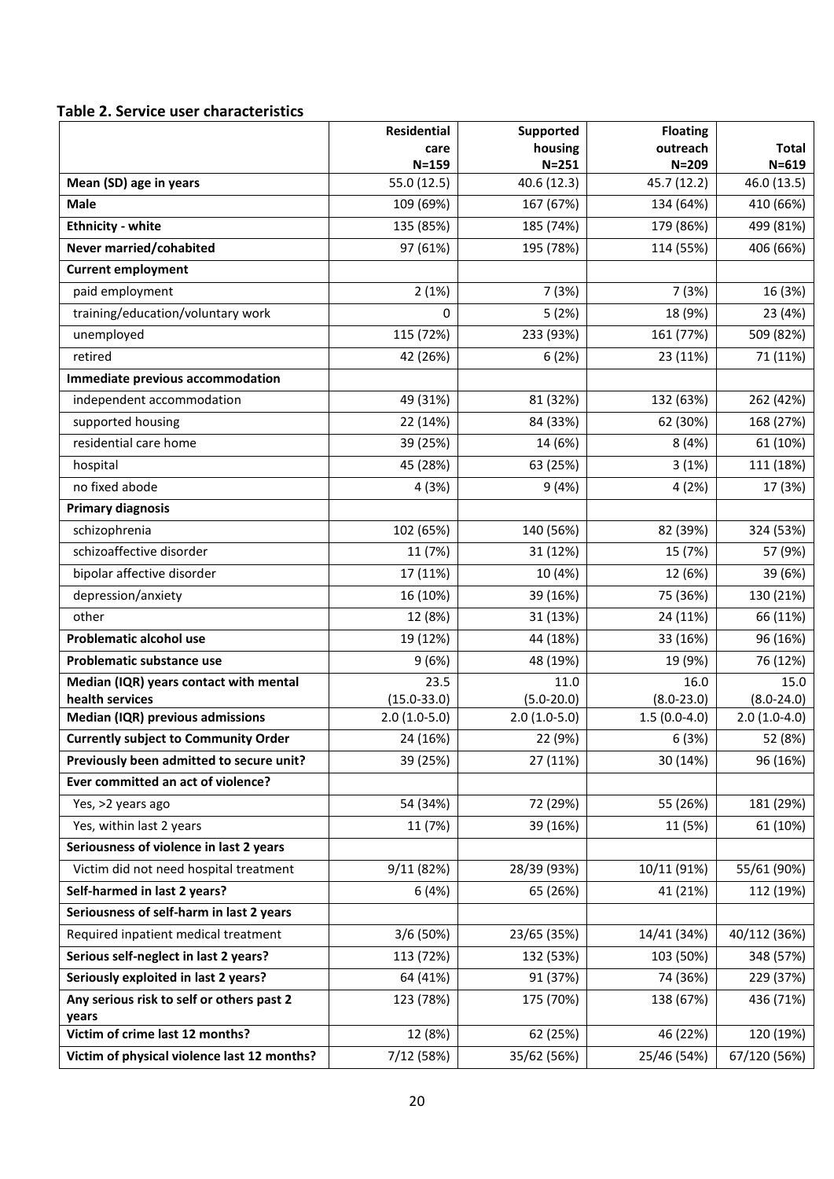**Table 2. Service user characteristics**

| | Residential care N=159 | Supported housing N=251 | Floating outreach N=209 | Total N=619 |
|---|---|---|---|---|
| **Mean (SD) age in years** | 55.0 (12.5) | 40.6 (12.3) | 45.7 (12.2) | 46.0 (13.5) |
| **Male** | 109 (69%) | 167 (67%) | 134 (64%) | 410 (66%) |
| **Ethnicity - white** | 135 (85%) | 185 (74%) | 179 (86%) | 499 (81%) |
| **Never married/cohabited** | 97 (61%) | 195 (78%) | 114 (55%) | 406 (66%) |
| **Current employment** | | | | |
| paid employment | 2 (1%) | 7 (3%) | 7 (3%) | 16 (3%) |
| training/education/voluntary work | 0 | 5 (2%) | 18 (9%) | 23 (4%) |
| unemployed | 115 (72%) | 233 (93%) | 161 (77%) | 509 (82%) |
| retired | 42 (26%) | 6 (2%) | 23 (11%) | 71 (11%) |
| **Immediate previous accommodation** | | | | |
| independent accommodation | 49 (31%) | 81 (32%) | 132 (63%) | 262 (42%) |
| supported housing | 22 (14%) | 84 (33%) | 62 (30%) | 168 (27%) |
| residential care home | 39 (25%) | 14 (6%) | 8 (4%) | 61 (10%) |
| hospital | 45 (28%) | 63 (25%) | 3 (1%) | 111 (18%) |
| no fixed abode | 4 (3%) | 9 (4%) | 4 (2%) | 17 (3%) |
| **Primary diagnosis** | | | | |
| schizophrenia | 102 (65%) | 140 (56%) | 82 (39%) | 324 (53%) |
| schizoaffective disorder | 11 (7%) | 31 (12%) | 15 (7%) | 57 (9%) |
| bipolar affective disorder | 17 (11%) | 10 (4%) | 12 (6%) | 39 (6%) |
| depression/anxiety | 16 (10%) | 39 (16%) | 75 (36%) | 130 (21%) |
| other | 12 (8%) | 31 (13%) | 24 (11%) | 66 (11%) |
| **Problematic alcohol use** | 19 (12%) | 44 (18%) | 33 (16%) | 96 (16%) |
| **Problematic substance use** | 9 (6%) | 48 (19%) | 19 (9%) | 76 (12%) |
| **Median (IQR) years contact with mental health services** | 23.5 (15.0-33.0) | 11.0 (5.0-20.0) | 16.0 (8.0-23.0) | 15.0 (8.0-24.0) |
| **Median (IQR) previous admissions** | 2.0 (1.0-5.0) | 2.0 (1.0-5.0) | 1.5 (0.0-4.0) | 2.0 (1.0-4.0) |
| **Currently subject to Community Order** | 24 (16%) | 22 (9%) | 6 (3%) | 52 (8%) |
| **Previously been admitted to secure unit?** | 39 (25%) | 27 (11%) | 30 (14%) | 96 (16%) |
| **Ever committed an act of violence?** | | | | |
| Yes, >2 years ago | 54 (34%) | 72 (29%) | 55 (26%) | 181 (29%) |
| Yes, within last 2 years | 11 (7%) | 39 (16%) | 11 (5%) | 61 (10%) |
| **Seriousness of violence in last 2 years** | | | | |
| Victim did not need hospital treatment | 9/11 (82%) | 28/39 (93%) | 10/11 (91%) | 55/61 (90%) |
| **Self-harmed in last 2 years?** | 6 (4%) | 65 (26%) | 41 (21%) | 112 (19%) |
| **Seriousness of self-harm in last 2 years** | | | | |
| Required inpatient medical treatment | 3/6 (50%) | 23/65 (35%) | 14/41 (34%) | 40/112 (36%) |
| **Serious self-neglect in last 2 years?** | 113 (72%) | 132 (53%) | 103 (50%) | 348 (57%) |
| **Seriously exploited in last 2 years?** | 64 (41%) | 91 (37%) | 74 (36%) | 229 (37%) |
| **Any serious risk to self or others past 2 years** | 123 (78%) | 175 (70%) | 138 (67%) | 436 (71%) |
| **Victim of crime last 12 months?** | 12 (8%) | 62 (25%) | 46 (22%) | 120 (19%) |
| **Victim of physical violence last 12 months?** | 7/12 (58%) | 35/62 (56%) | 25/46 (54%) | 67/120 (56%) |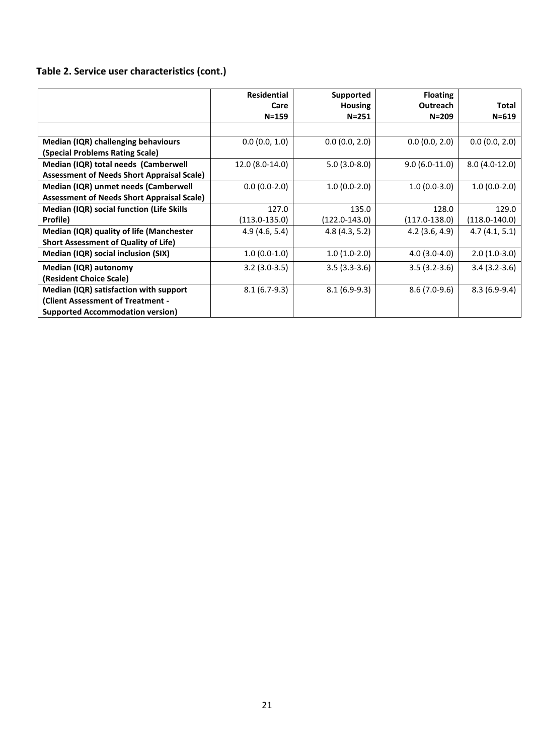**Table 2. Service user characteristics (cont.)**

| | Residential Care N=159 | Supported Housing N=251 | Floating Outreach N=209 | Total N=619 |
|---|---|---|---|---|
| | | | | |
| **Median (IQR) challenging behaviours (Special Problems Rating Scale)** | 0.0 (0.0, 1.0) | 0.0 (0.0, 2.0) | 0.0 (0.0, 2.0) | 0.0 (0.0, 2.0) |
| **Median (IQR) total needs (Camberwell Assessment of Needs Short Appraisal Scale)** | 12.0 (8.0-14.0) | 5.0 (3.0-8.0) | 9.0 (6.0-11.0) | 8.0 (4.0-12.0) |
| **Median (IQR) unmet needs (Camberwell Assessment of Needs Short Appraisal Scale)** | 0.0 (0.0-2.0) | 1.0 (0.0-2.0) | 1.0 (0.0-3.0) | 1.0 (0.0-2.0) |
| **Median (IQR) social function (Life Skills Profile)** | 127.0 (113.0-135.0) | 135.0 (122.0-143.0) | 128.0 (117.0-138.0) | 129.0 (118.0-140.0) |
| **Median (IQR) quality of life (Manchester Short Assessment of Quality of Life)** | 4.9 (4.6, 5.4) | 4.8 (4.3, 5.2) | 4.2 (3.6, 4.9) | 4.7 (4.1, 5.1) |
| **Median (IQR) social inclusion (SIX)** | 1.0 (0.0-1.0) | 1.0 (1.0-2.0) | 4.0 (3.0-4.0) | 2.0 (1.0-3.0) |
| **Median (IQR) autonomy (Resident Choice Scale)** | 3.2 (3.0-3.5) | 3.5 (3.3-3.6) | 3.5 (3.2-3.6) | 3.4 (3.2-3.6) |
| **Median (IQR) satisfaction with support (Client Assessment of Treatment - Supported Accommodation version)** | 8.1 (6.7-9.3) | 8.1 (6.9-9.3) | 8.6 (7.0-9.6) | 8.3 (6.9-9.4) |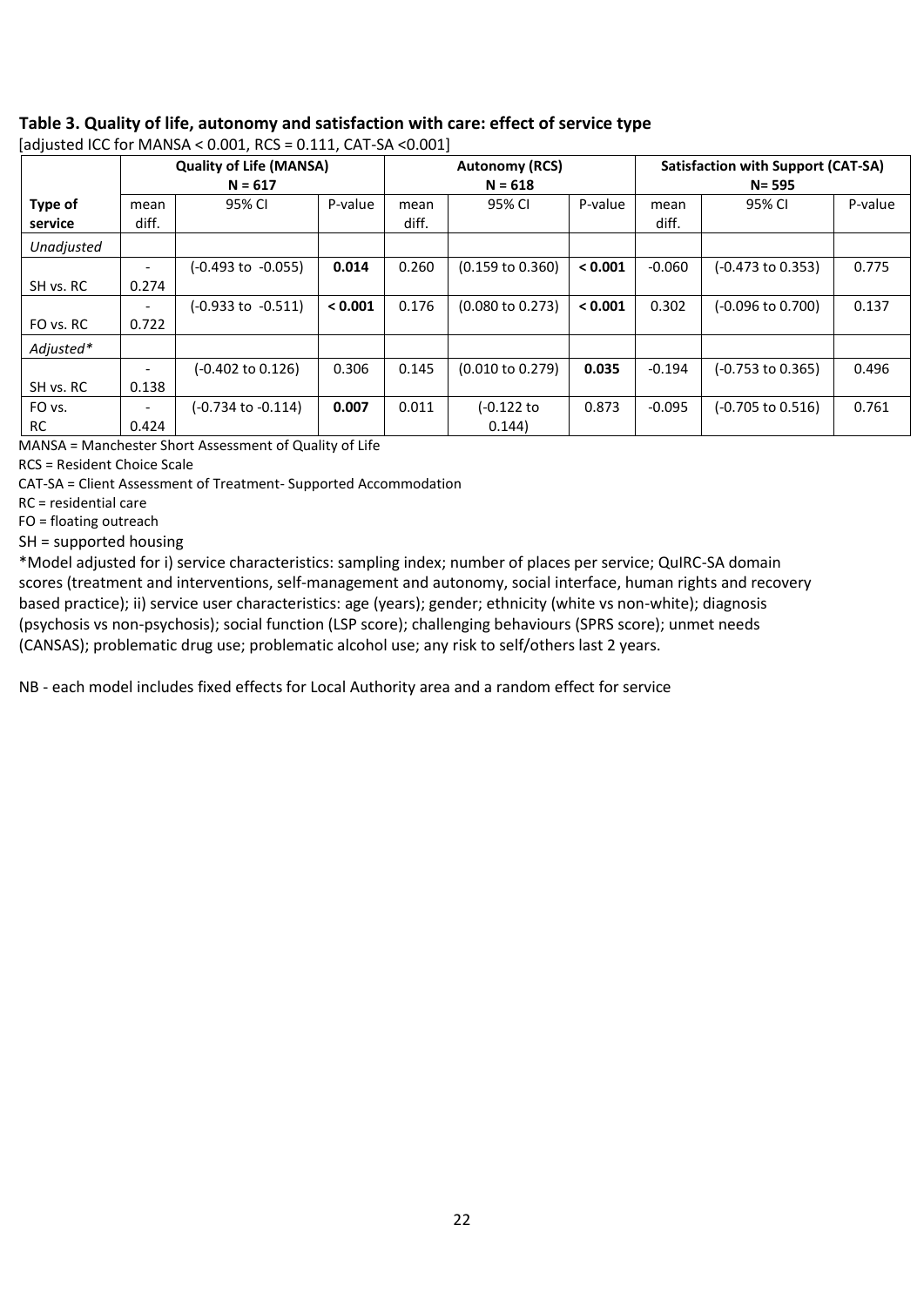**Table 3. Quality of life, autonomy and satisfaction with care: effect of service type**

[adjusted ICC for MANSA < 0.001, RCS = 0.111, CAT-SA <0.001]

| | Quality of Life (MANSA) N = 617 | | | Autonomy (RCS) N = 618 | | | Satisfaction with Support (CAT-SA) N= 595 | | |
|---|---|---|---|---|---|---|---|---|---|
| **Type of service** | mean diff. | 95% CI | P-value | mean diff. | 95% CI | P-value | mean diff. | 95% CI | P-value |
| *Unadjusted* | | | | | | | | | |
| SH vs. RC | -0.274 | (-0.493 to -0.055) | **0.014** | 0.260 | (0.159 to 0.360) | **< 0.001** | -0.060 | (-0.473 to 0.353) | 0.775 |
| FO vs. RC | -0.722 | (-0.933 to -0.511) | **< 0.001** | 0.176 | (0.080 to 0.273) | **< 0.001** | 0.302 | (-0.096 to 0.700) | 0.137 |
| *Adjusted** | | | | | | | | | |
| SH vs. RC | -0.138 | (-0.402 to 0.126) | 0.306 | 0.145 | (0.010 to 0.279) | **0.035** | -0.194 | (-0.753 to 0.365) | 0.496 |
| FO vs. RC | -0.424 | (-0.734 to -0.114) | **0.007** | 0.011 | (-0.122 to 0.144) | 0.873 | -0.095 | (-0.705 to 0.516) | 0.761 |

MANSA = Manchester Short Assessment of Quality of Life

RCS = Resident Choice Scale

CAT-SA = Client Assessment of Treatment- Supported Accommodation

RC = residential care

FO = floating outreach

SH = supported housing

*Model adjusted for i) service characteristics: sampling index; number of places per service; QuIRC-SA domain scores (treatment and interventions, self-management and autonomy, social interface, human rights and recovery based practice); ii) service user characteristics: age (years); gender; ethnicity (white vs non-white); diagnosis (psychosis vs non-psychosis); social function (LSP score); challenging behaviours (SPRS score); unmet needs (CANSAS); problematic drug use; problematic alcohol use; any risk to self/others last 2 years.

NB - each model includes fixed effects for Local Authority area and a random effect for service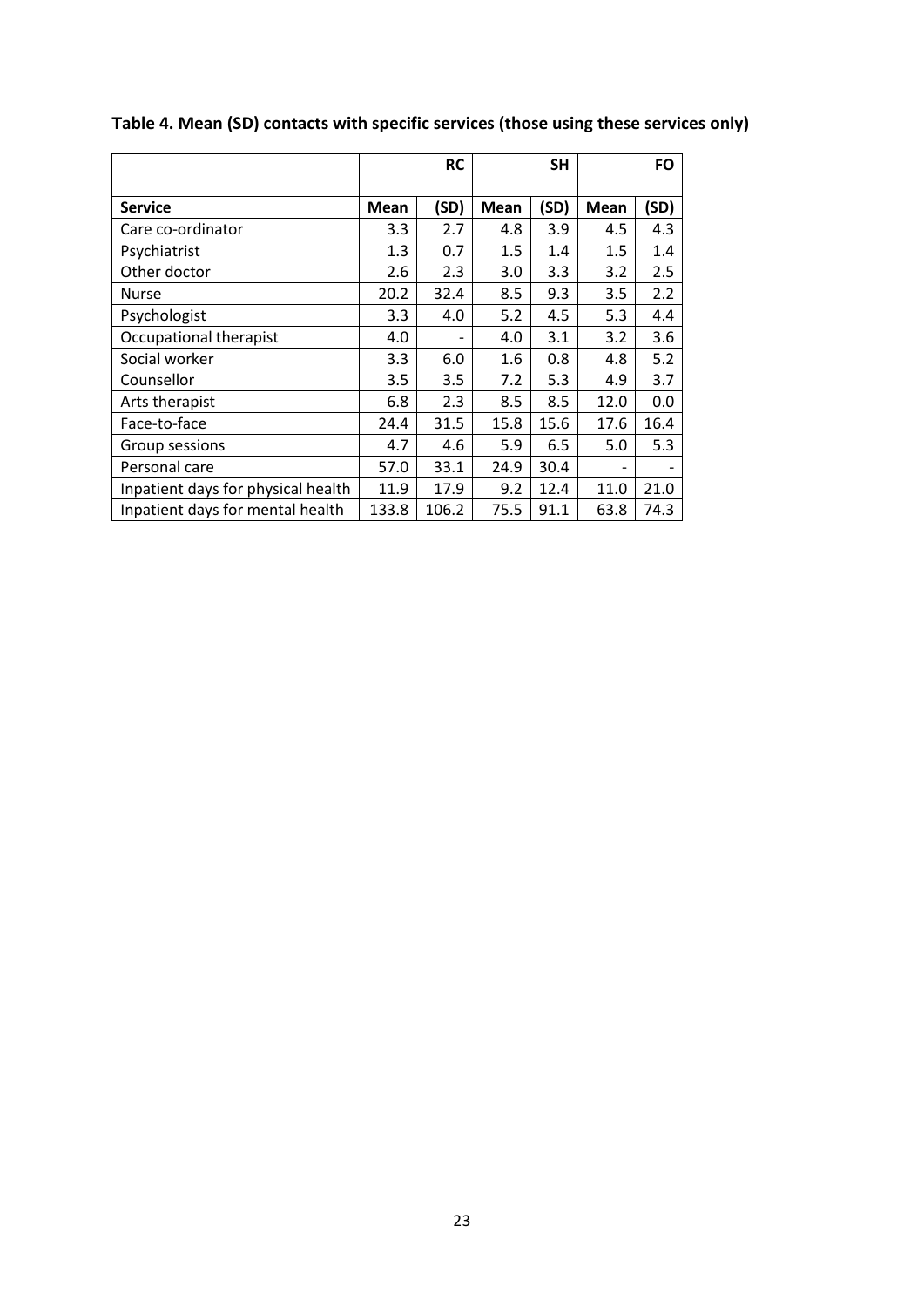**Table 4. Mean (SD) contacts with specific services (those using these services only)**

| | RC | | SH | | FO | |
|---|---|---|---|---|---|---|
| **Service** | **Mean** | **(SD)** | **Mean** | **(SD)** | **Mean** | **(SD)** |
| Care co-ordinator | 3.3 | 2.7 | 4.8 | 3.9 | 4.5 | 4.3 |
| Psychiatrist | 1.3 | 0.7 | 1.5 | 1.4 | 1.5 | 1.4 |
| Other doctor | 2.6 | 2.3 | 3.0 | 3.3 | 3.2 | 2.5 |
| Nurse | 20.2 | 32.4 | 8.5 | 9.3 | 3.5 | 2.2 |
| Psychologist | 3.3 | 4.0 | 5.2 | 4.5 | 5.3 | 4.4 |
| Occupational therapist | 4.0 | - | 4.0 | 3.1 | 3.2 | 3.6 |
| Social worker | 3.3 | 6.0 | 1.6 | 0.8 | 4.8 | 5.2 |
| Counsellor | 3.5 | 3.5 | 7.2 | 5.3 | 4.9 | 3.7 |
| Arts therapist | 6.8 | 2.3 | 8.5 | 8.5 | 12.0 | 0.0 |
| Face-to-face | 24.4 | 31.5 | 15.8 | 15.6 | 17.6 | 16.4 |
| Group sessions | 4.7 | 4.6 | 5.9 | 6.5 | 5.0 | 5.3 |
| Personal care | 57.0 | 33.1 | 24.9 | 30.4 | - | - |
| Inpatient days for physical health | 11.9 | 17.9 | 9.2 | 12.4 | 11.0 | 21.0 |
| Inpatient days for mental health | 133.8 | 106.2 | 75.5 | 91.1 | 63.8 | 74.3 |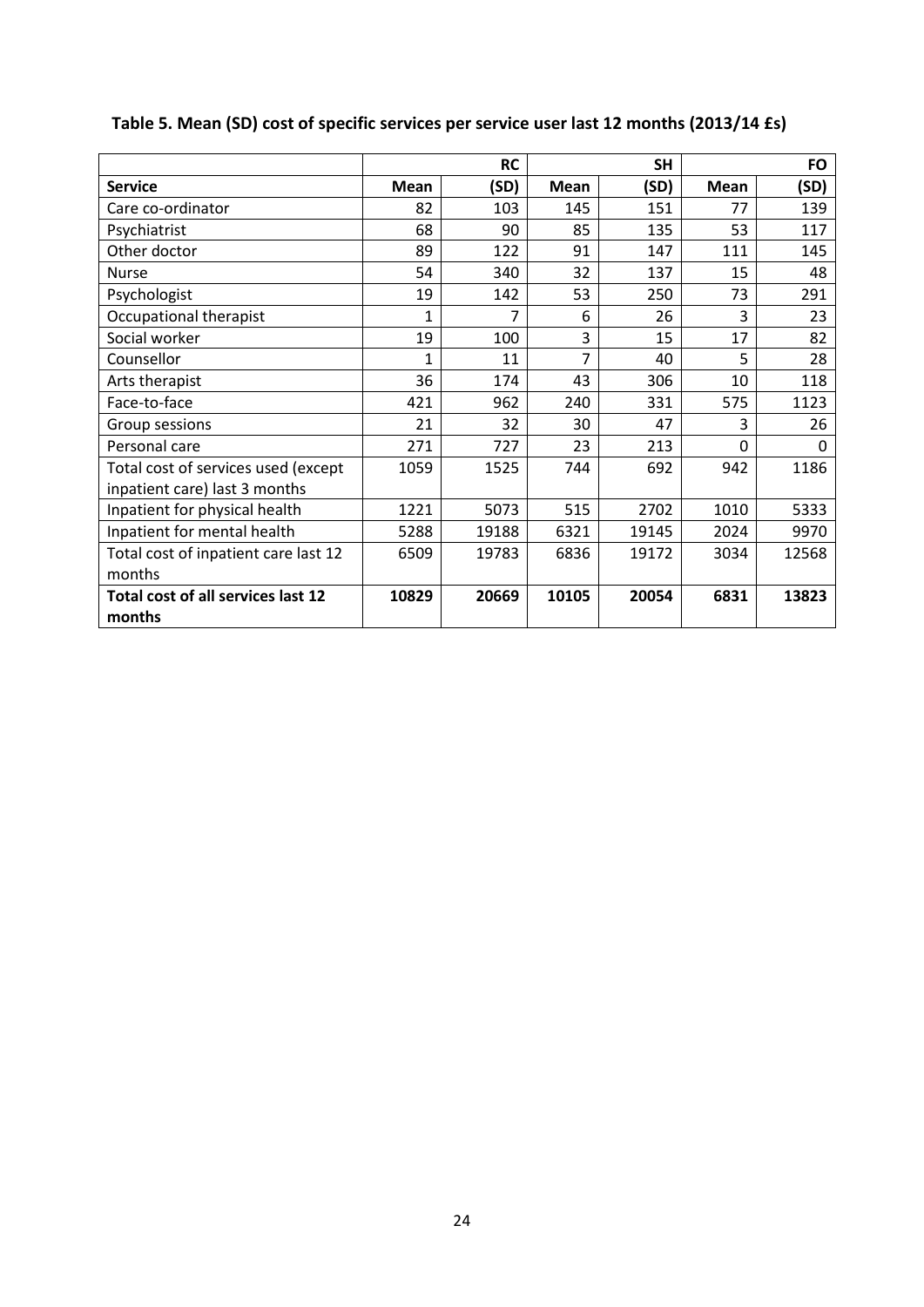**Table 5. Mean (SD) cost of specific services per service user last 12 months (2013/14 £s)**

| | RC | | SH | | FO | |
|---|---|---|---|---|---|---|
| **Service** | **Mean** | **(SD)** | **Mean** | **(SD)** | **Mean** | **(SD)** |
| Care co-ordinator | 82 | 103 | 145 | 151 | 77 | 139 |
| Psychiatrist | 68 | 90 | 85 | 135 | 53 | 117 |
| Other doctor | 89 | 122 | 91 | 147 | 111 | 145 |
| Nurse | 54 | 340 | 32 | 137 | 15 | 48 |
| Psychologist | 19 | 142 | 53 | 250 | 73 | 291 |
| Occupational therapist | 1 | 7 | 6 | 26 | 3 | 23 |
| Social worker | 19 | 100 | 3 | 15 | 17 | 82 |
| Counsellor | 1 | 11 | 7 | 40 | 5 | 28 |
| Arts therapist | 36 | 174 | 43 | 306 | 10 | 118 |
| Face-to-face | 421 | 962 | 240 | 331 | 575 | 1123 |
| Group sessions | 21 | 32 | 30 | 47 | 3 | 26 |
| Personal care | 271 | 727 | 23 | 213 | 0 | 0 |
| Total cost of services used (except inpatient care) last 3 months | 1059 | 1525 | 744 | 692 | 942 | 1186 |
| Inpatient for physical health | 1221 | 5073 | 515 | 2702 | 1010 | 5333 |
| Inpatient for mental health | 5288 | 19188 | 6321 | 19145 | 2024 | 9970 |
| Total cost of inpatient care last 12 months | 6509 | 19783 | 6836 | 19172 | 3034 | 12568 |
| **Total cost of all services last 12 months** | **10829** | **20669** | **10105** | **20054** | **6831** | **13823** |